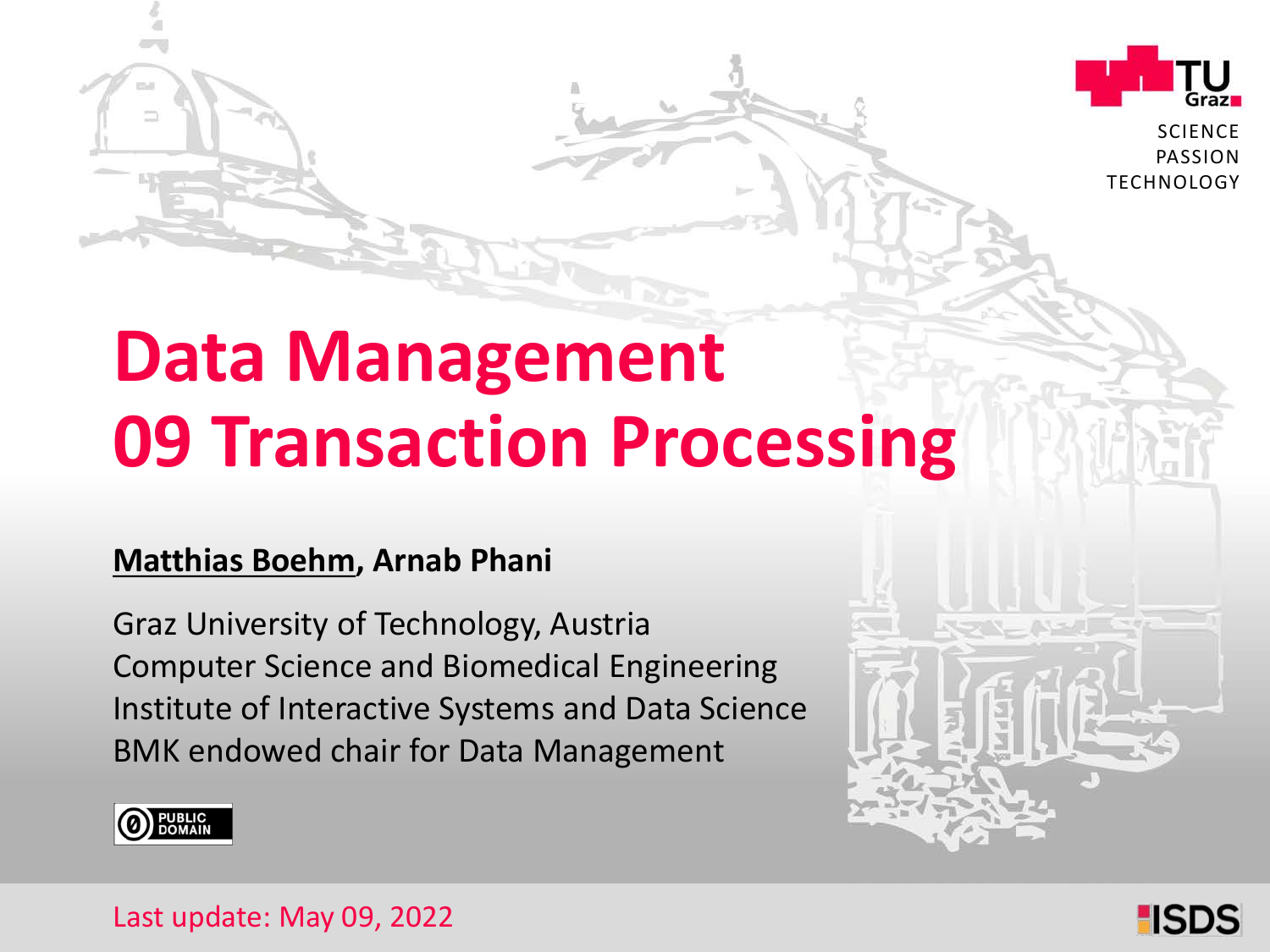# Data Management
# 09 Transaction Processing

**Matthias Boehm, Arnab Phani**

Graz University of Technology, Austria
Computer Science and Biomedical Engineering
Institute of Interactive Systems and Data Science
BMK endowed chair for Data Management

PUBLIC DOMAIN

Last update: May 09, 2022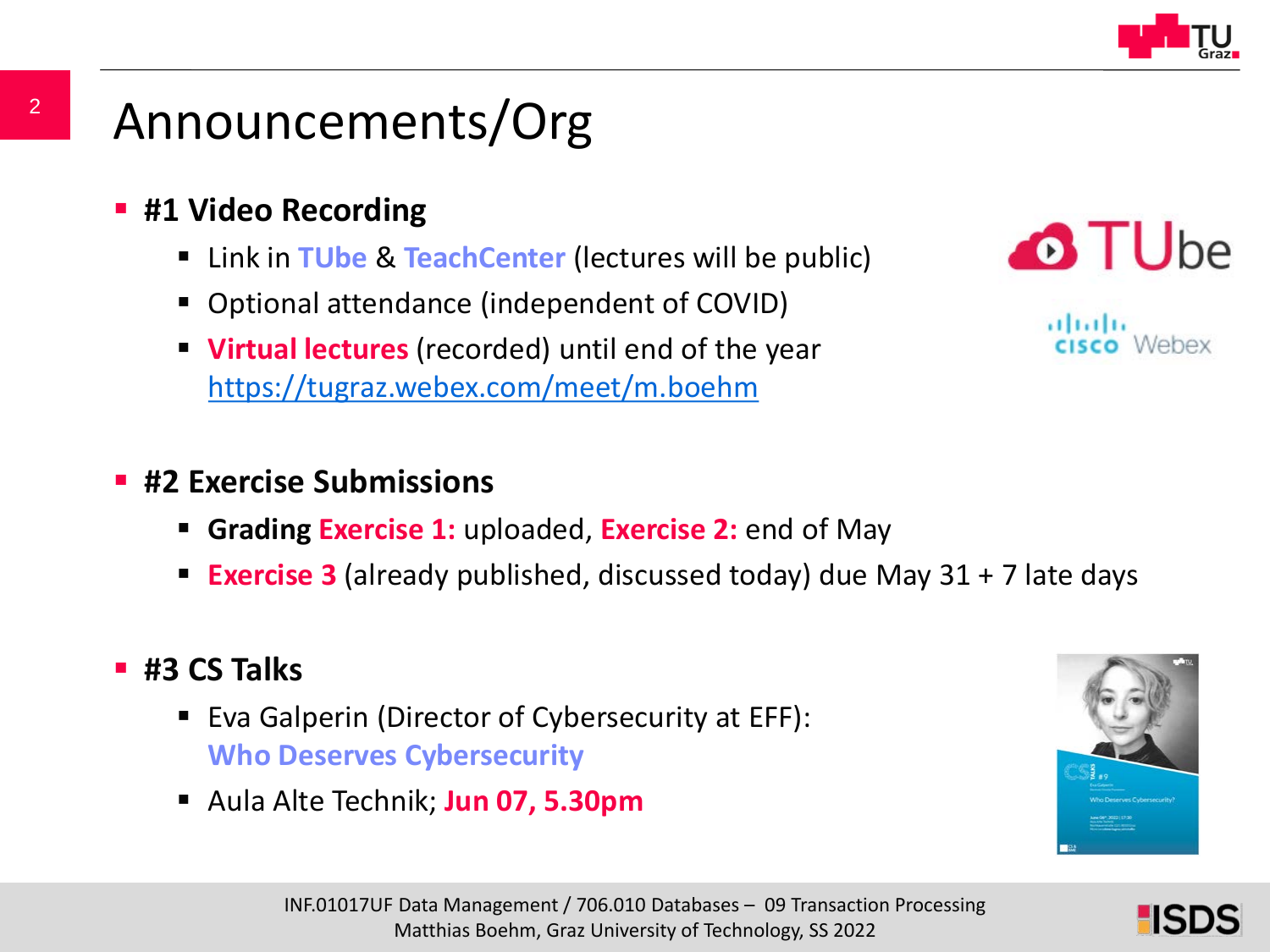# Announcements/Org

- **#1 Video Recording**
  - Link in **TUbe** & **TeachCenter** (lectures will be public)
  - Optional attendance (independent of COVID)
  - **Virtual lectures** (recorded) until end of the year https://tugraz.webex.com/meet/m.boehm

- **#2 Exercise Submissions**
  - **Grading Exercise 1:** uploaded, **Exercise 2:** end of May
  - **Exercise 3** (already published, discussed today) due May 31 + 7 late days

- **#3 CS Talks**
  - Eva Galperin (Director of Cybersecurity at EFF): **Who Deserves Cybersecurity**
  - Aula Alte Technik; **Jun 07, 5.30pm**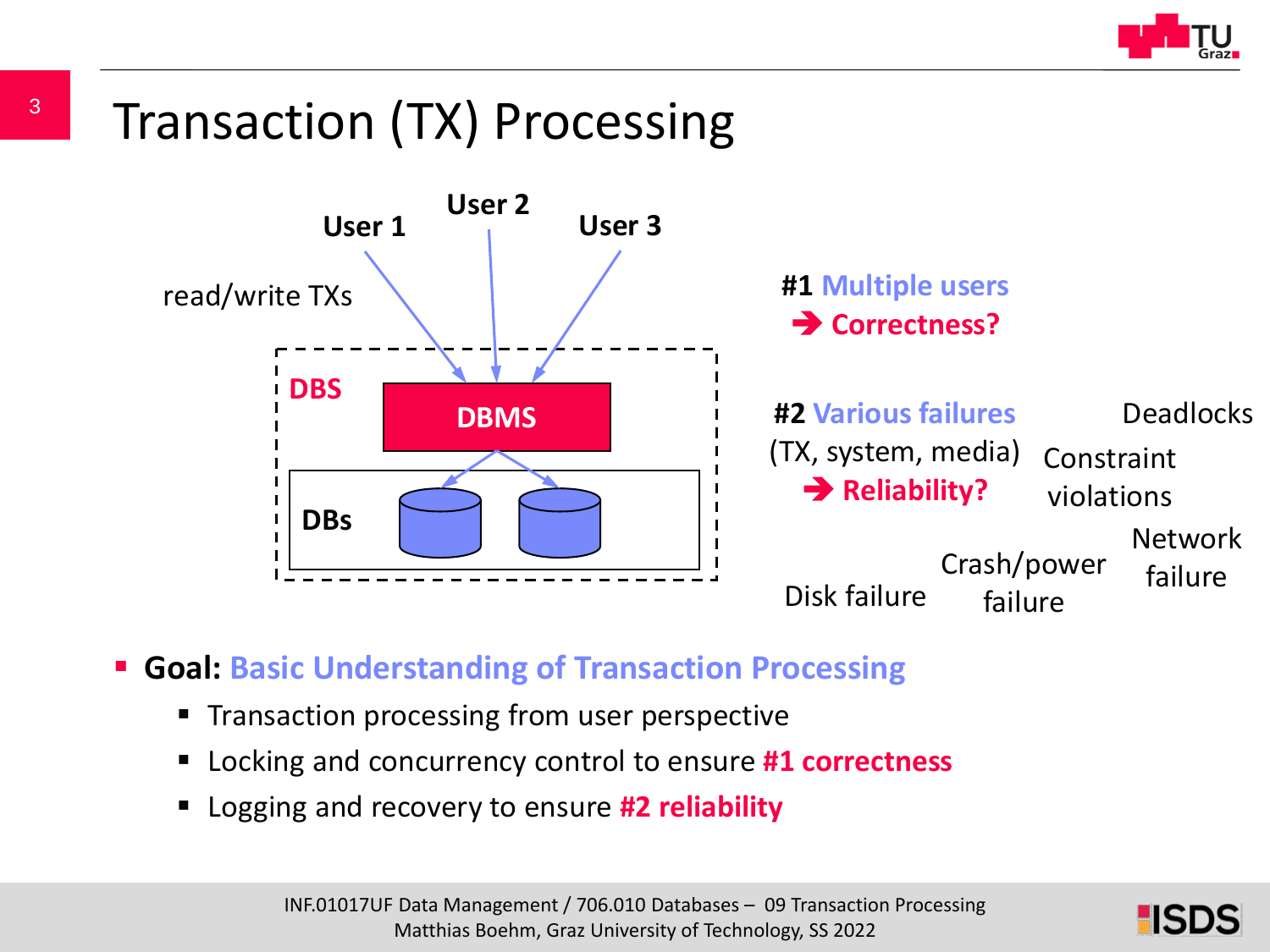# Transaction (TX) Processing

User 1 User 2 User 3

read/write TXs

DBS

DBMS

DBs

**#1 Multiple users**
**➔ Correctness?**

**#2 Various failures** (TX, system, media)
**➔ Reliability?**

Deadlocks

Constraint violations

Network failure

Crash/power failure

Disk failure

- **Goal: Basic Understanding of Transaction Processing**
  - Transaction processing from user perspective
  - Locking and concurrency control to ensure **#1 correctness**
  - Logging and recovery to ensure **#2 reliability**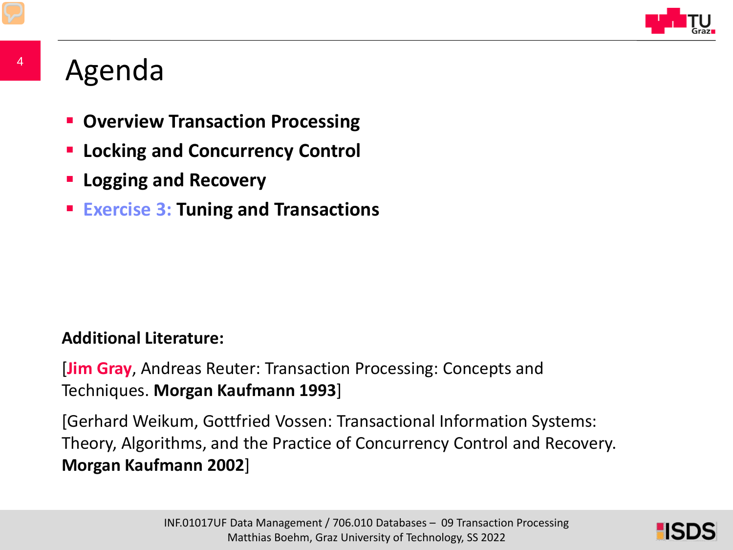# Agenda

- **Overview Transaction Processing**
- **Locking and Concurrency Control**
- **Logging and Recovery**
- **Exercise 3: Tuning and Transactions**

**Additional Literature:**

[**Jim Gray**, Andreas Reuter: Transaction Processing: Concepts and Techniques. **Morgan Kaufmann 1993**]

[Gerhard Weikum, Gottfried Vossen: Transactional Information Systems: Theory, Algorithms, and the Practice of Concurrency Control and Recovery. **Morgan Kaufmann 2002**]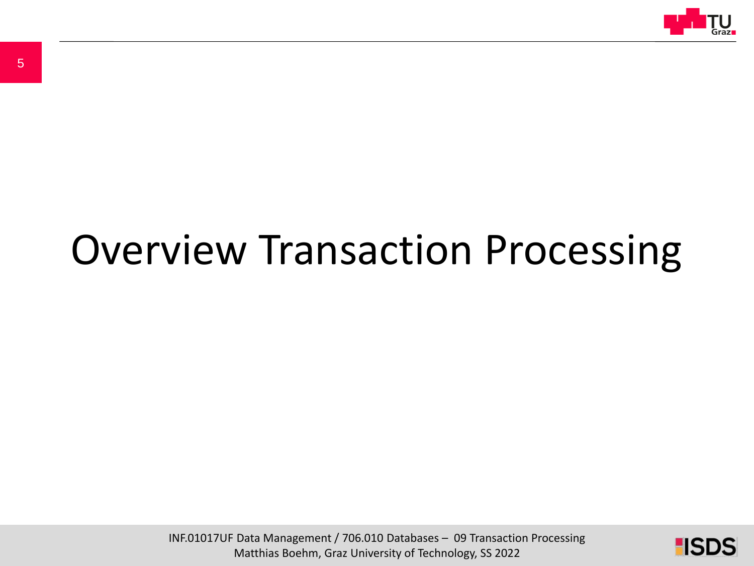# Overview Transaction Processing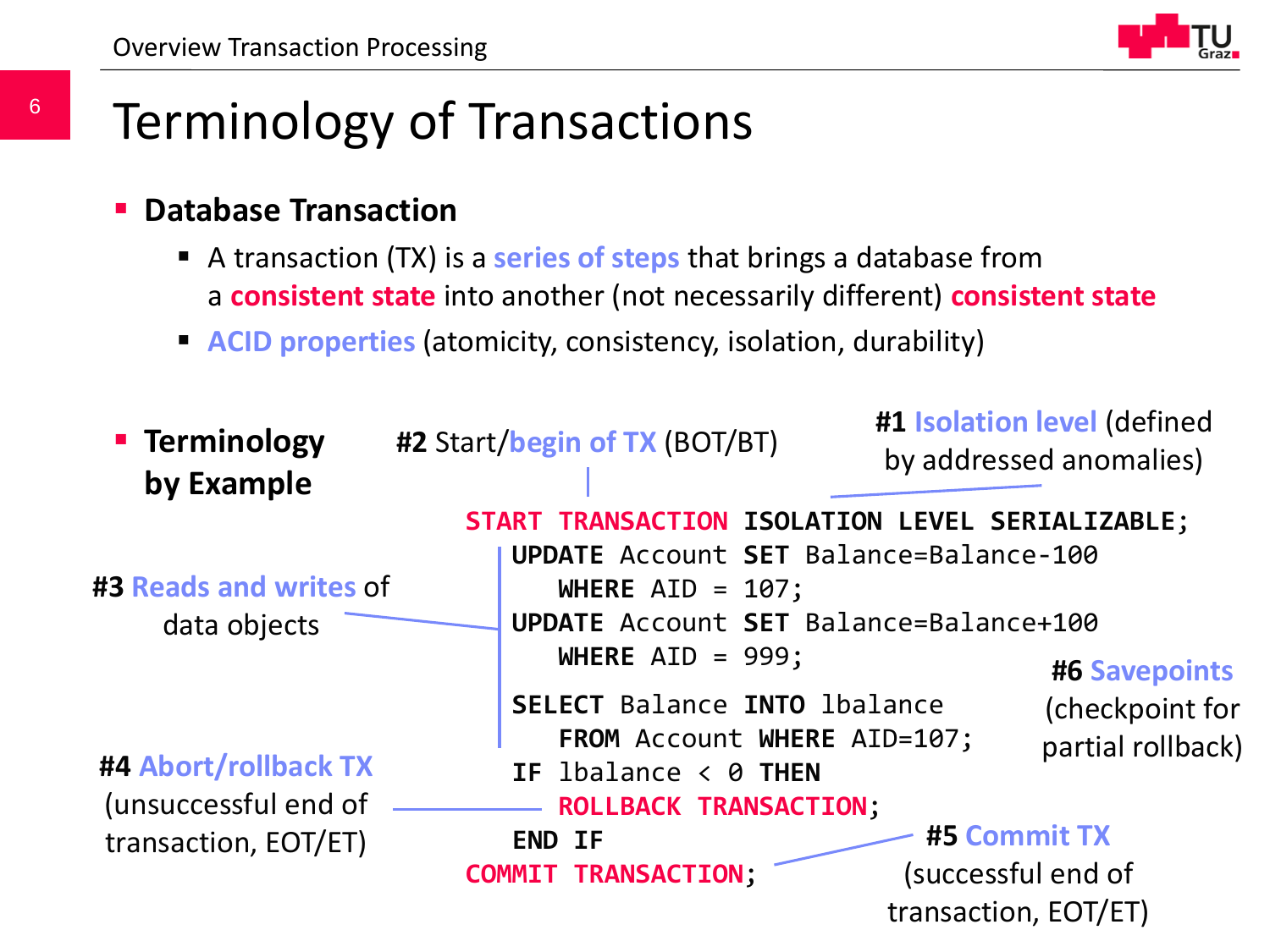# Terminology of Transactions

- **Database Transaction**
  - A transaction (TX) is a **series of steps** that brings a database from a **consistent state** into another (not necessarily different) **consistent state**
  - **ACID properties** (atomicity, consistency, isolation, durability)

- **Terminology by Example**

**#1 Isolation level** (defined by addressed anomalies)

**#2** Start/**begin of TX** (BOT/BT)

**#3 Reads and writes** of data objects

**#4 Abort/rollback TX** (unsuccessful end of transaction, EOT/ET)

**#5 Commit TX** (successful end of transaction, EOT/ET)

**#6 Savepoints** (checkpoint for partial rollback)

```
START TRANSACTION ISOLATION LEVEL SERIALIZABLE;
  UPDATE Account SET Balance=Balance-100
     WHERE AID = 107;
  UPDATE Account SET Balance=Balance+100
     WHERE AID = 999;
  SELECT Balance INTO lbalance
     FROM Account WHERE AID=107;
  IF lbalance < 0 THEN
     ROLLBACK TRANSACTION;
  END IF
COMMIT TRANSACTION;
```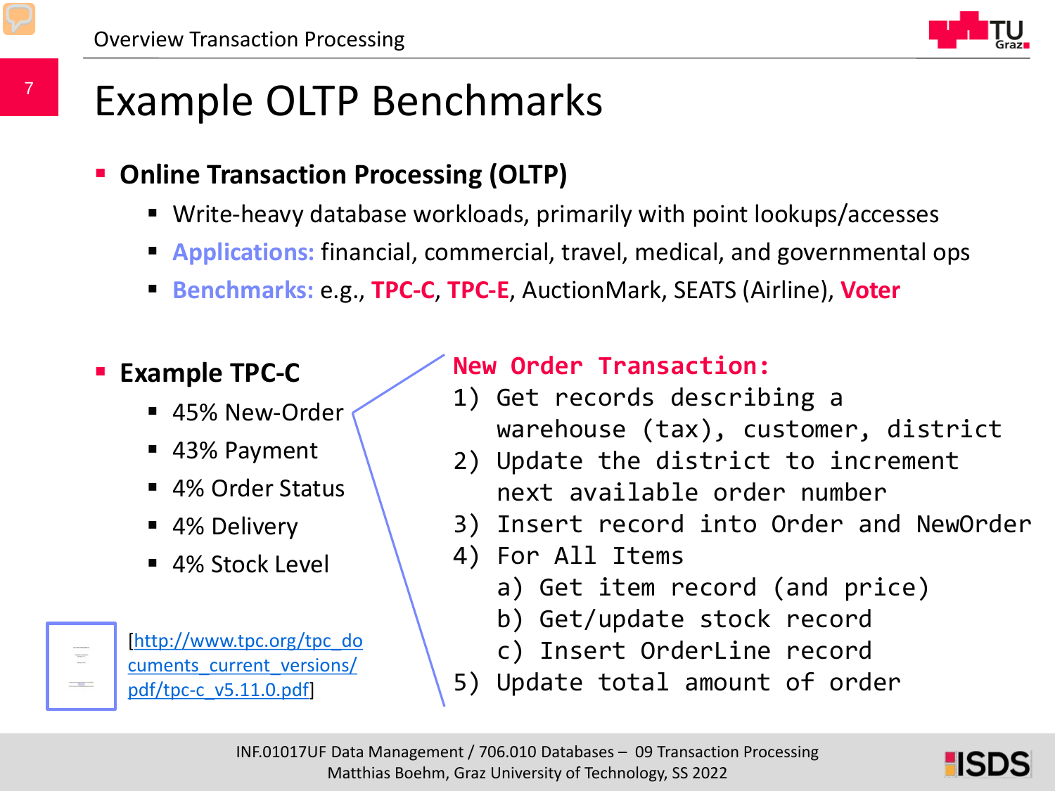# Example OLTP Benchmarks

- **Online Transaction Processing (OLTP)**
  - Write-heavy database workloads, primarily with point lookups/accesses
  - **Applications:** financial, commercial, travel, medical, and governmental ops
  - **Benchmarks:** e.g., **TPC-C**, **TPC-E**, AuctionMark, SEATS (Airline), **Voter**

- **Example TPC-C**
  - 45% New-Order
  - 43% Payment
  - 4% Order Status
  - 4% Delivery
  - 4% Stock Level

[http://www.tpc.org/tpc_documents_current_versions/pdf/tpc-c_v5.11.0.pdf]

```
New Order Transaction:
1) Get records describing a
   warehouse (tax), customer, district
2) Update the district to increment
   next available order number
3) Insert record into Order and NewOrder
4) For All Items
   a) Get item record (and price)
   b) Get/update stock record
   c) Insert OrderLine record
5) Update total amount of order
```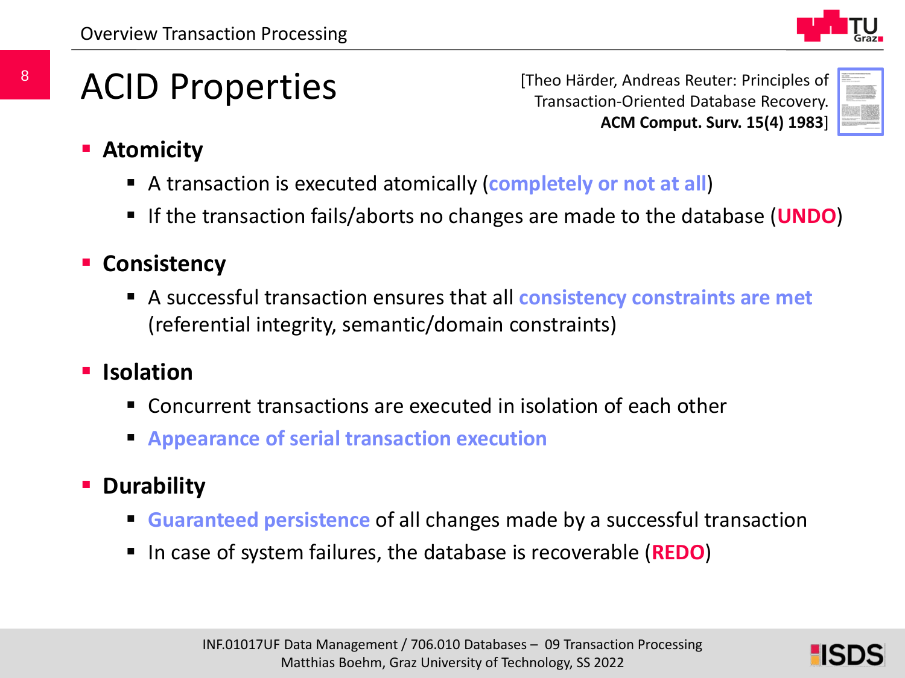# ACID Properties

[Theo Härder, Andreas Reuter: Principles of Transaction-Oriented Database Recovery. **ACM Comput. Surv. 15(4) 1983**]

- **Atomicity**
  - A transaction is executed atomically (**completely or not at all**)
  - If the transaction fails/aborts no changes are made to the database (**UNDO**)
- **Consistency**
  - A successful transaction ensures that all **consistency constraints are met** (referential integrity, semantic/domain constraints)
- **Isolation**
  - Concurrent transactions are executed in isolation of each other
  - **Appearance of serial transaction execution**
- **Durability**
  - **Guaranteed persistence** of all changes made by a successful transaction
  - In case of system failures, the database is recoverable (**REDO**)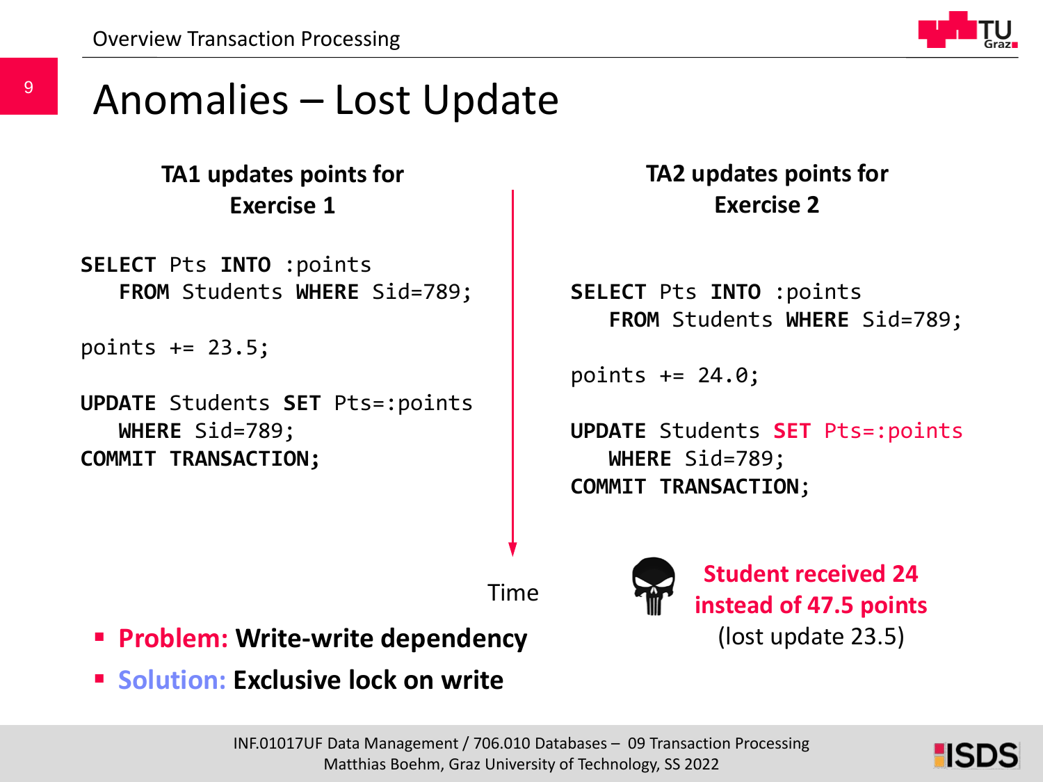# Anomalies – Lost Update

**TA1 updates points for Exercise 1**

```
SELECT Pts INTO :points
   FROM Students WHERE Sid=789;

points += 23.5;

UPDATE Students SET Pts=:points
   WHERE Sid=789;
COMMIT TRANSACTION;
```

**TA2 updates points for Exercise 2**

```
SELECT Pts INTO :points
   FROM Students WHERE Sid=789;

points += 24.0;

UPDATE Students SET Pts=:points
   WHERE Sid=789;
COMMIT TRANSACTION;
```

Time

**Student received 24 instead of 47.5 points**
(lost update 23.5)

- **Problem: Write-write dependency**
- **Solution: Exclusive lock on write**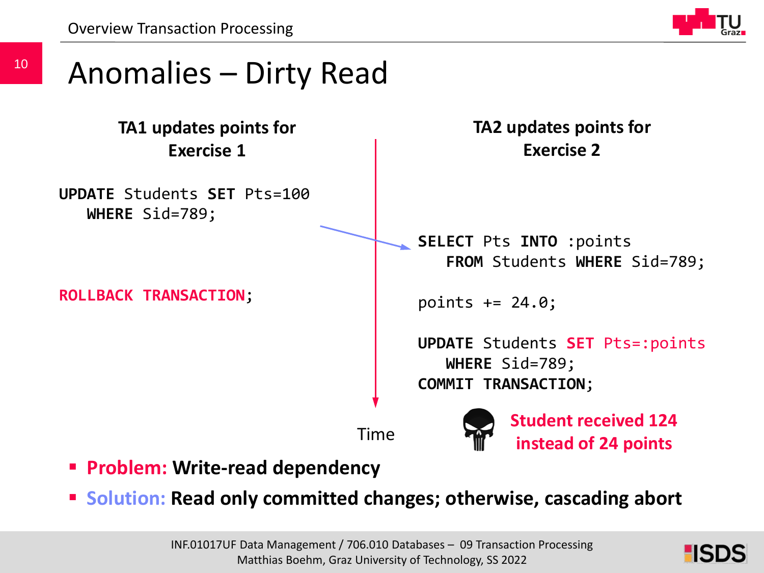# Anomalies – Dirty Read

**TA1 updates points for Exercise 1**

```
UPDATE Students SET Pts=100
   WHERE Sid=789;

ROLLBACK TRANSACTION;
```

**TA2 updates points for Exercise 2**

```
SELECT Pts INTO :points
   FROM Students WHERE Sid=789;

points += 24.0;

UPDATE Students SET Pts=:points
   WHERE Sid=789;
COMMIT TRANSACTION;
```

Time

**Student received 124 instead of 24 points**

- **Problem: Write-read dependency**
- **Solution: Read only committed changes; otherwise, cascading abort**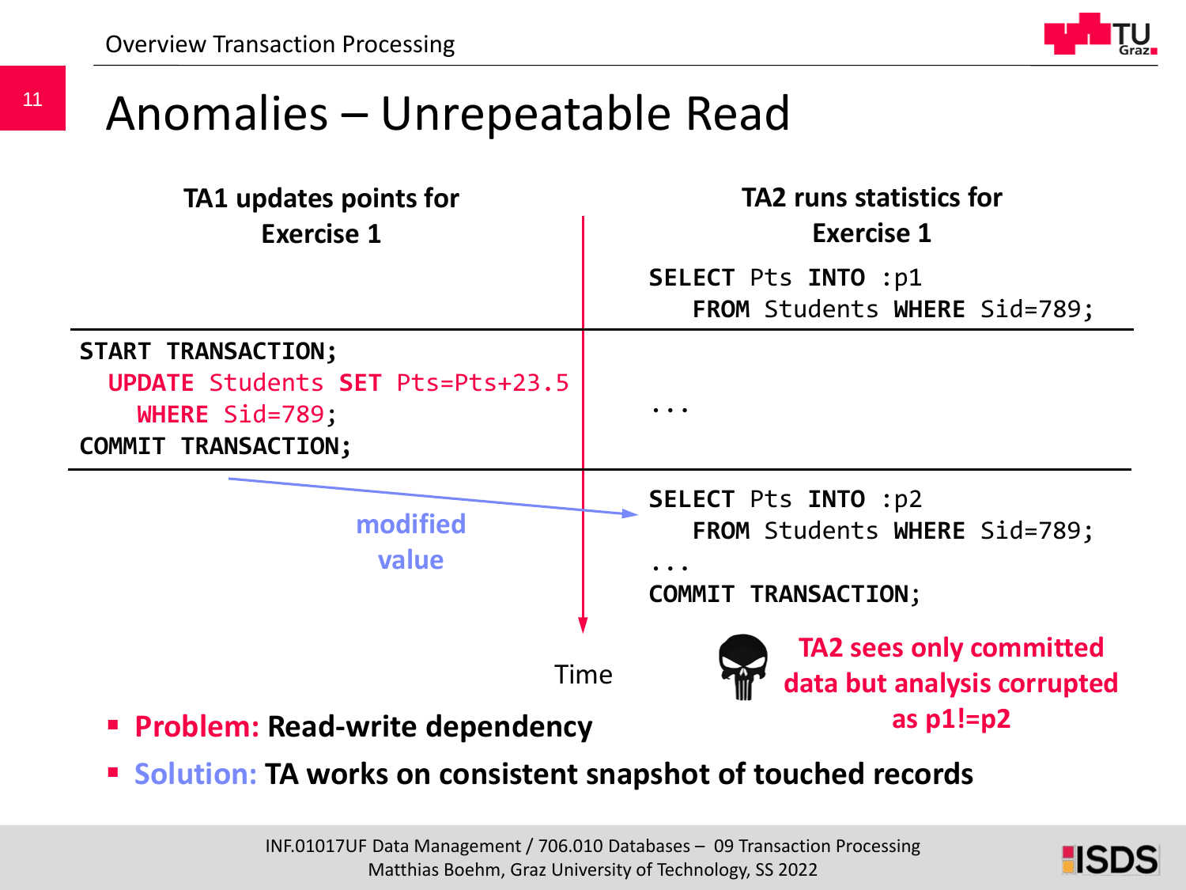# Anomalies – Unrepeatable Read

| TA1 updates points for Exercise 1 | TA2 runs statistics for Exercise 1 |
| --- | --- |
| | `SELECT Pts INTO :p1 FROM Students WHERE Sid=789;` |
| `START TRANSACTION; UPDATE Students SET Pts=Pts+23.5 WHERE Sid=789; COMMIT TRANSACTION;` | ... |
| modified value → | `SELECT Pts INTO :p2 FROM Students WHERE Sid=789; ... COMMIT TRANSACTION;` |

Time

TA2 sees only committed data but analysis corrupted as p1!=p2

- **Problem: Read-write dependency**
- **Solution: TA works on consistent snapshot of touched records**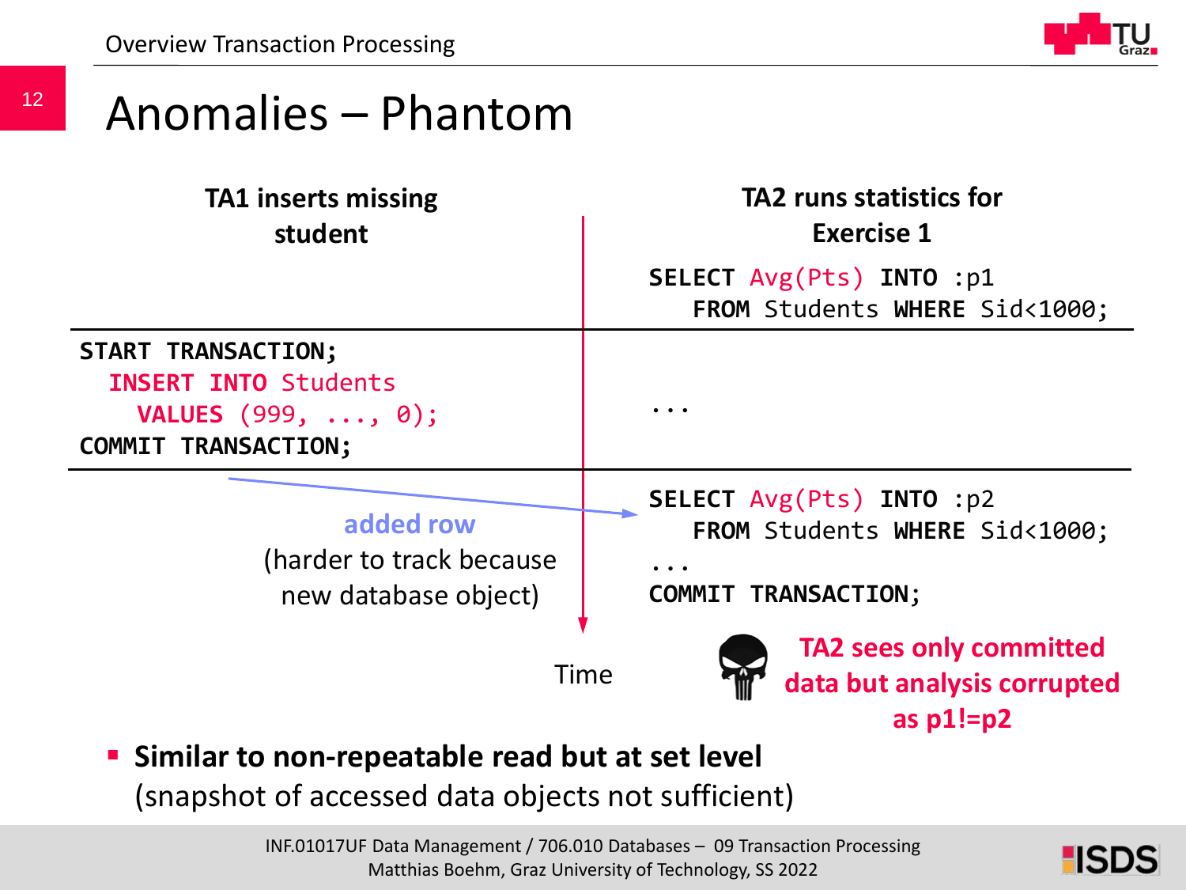# Anomalies – Phantom

| TA1 inserts missing student | TA2 runs statistics for Exercise 1 |
|---|---|
| | `SELECT Avg(Pts) INTO :p1 FROM Students WHERE Sid<1000;` |
| `START TRANSACTION; INSERT INTO Students VALUES (999, ..., 0); COMMIT TRANSACTION;` | ... |
| **added row** (harder to track because new database object) | `SELECT Avg(Pts) INTO :p2 FROM Students WHERE Sid<1000; ... COMMIT TRANSACTION;` |

Time

**TA2 sees only committed data but analysis corrupted as p1!=p2**

- **Similar to non-repeatable read but at set level** (snapshot of accessed data objects not sufficient)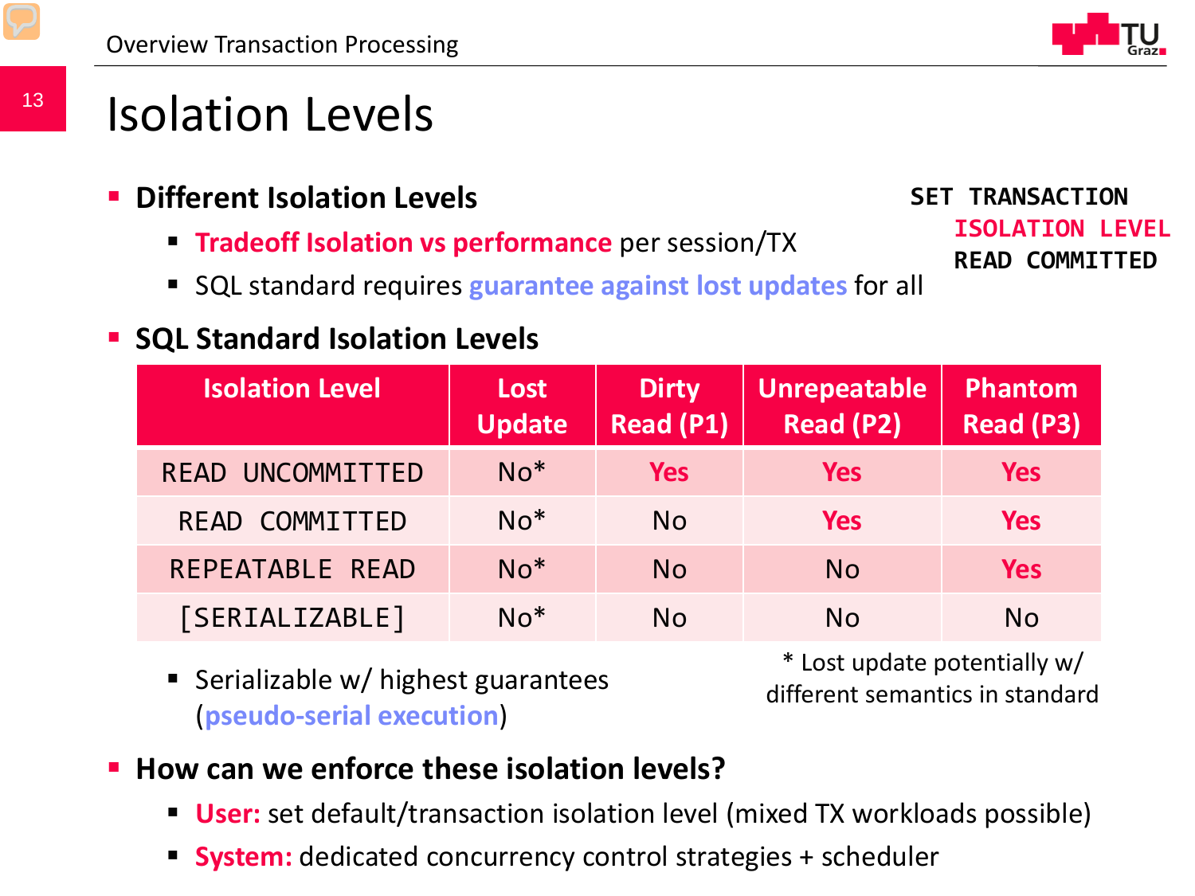# Isolation Levels

- **Different Isolation Levels**
  - **Tradeoff Isolation vs performance** per session/TX
  - SQL standard requires **guarantee against lost updates** for all

```
SET TRANSACTION
    ISOLATION LEVEL
    READ COMMITTED
```

- **SQL Standard Isolation Levels**

| Isolation Level | Lost Update | Dirty Read (P1) | Unrepeatable Read (P2) | Phantom Read (P3) |
|---|---|---|---|---|
| READ UNCOMMITTED | No* | Yes | Yes | Yes |
| READ COMMITTED | No* | No | Yes | Yes |
| REPEATABLE READ | No* | No | No | Yes |
| [SERIALIZABLE] | No* | No | No | No |

  - Serializable w/ highest guarantees (**pseudo-serial execution**)

\* Lost update potentially w/ different semantics in standard

- **How can we enforce these isolation levels?**
  - **User:** set default/transaction isolation level (mixed TX workloads possible)
  - **System:** dedicated concurrency control strategies + scheduler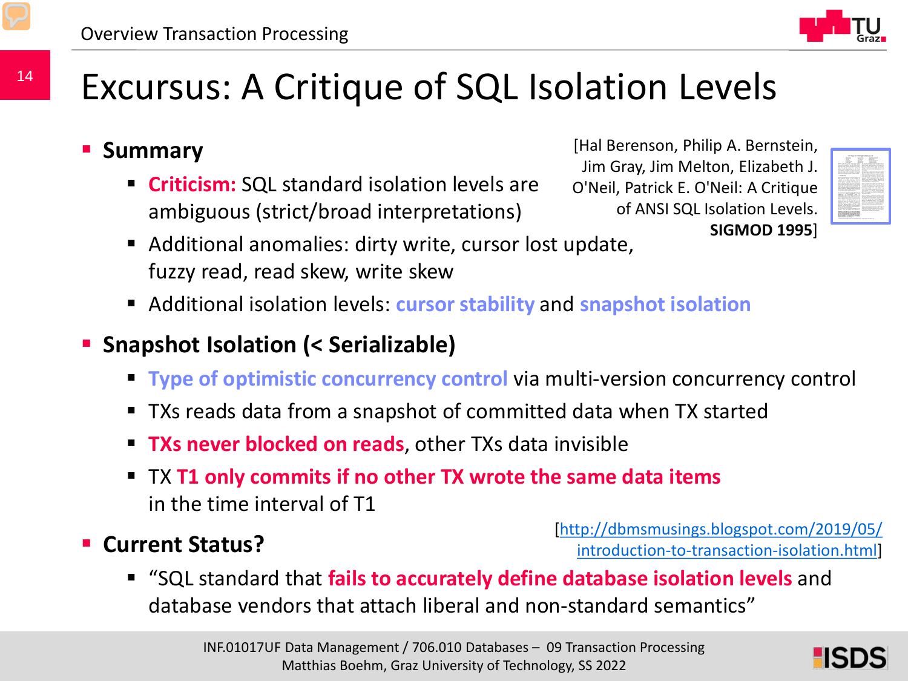# Excursus: A Critique of SQL Isolation Levels

[Hal Berenson, Philip A. Bernstein, Jim Gray, Jim Melton, Elizabeth J. O'Neil, Patrick E. O'Neil: A Critique of ANSI SQL Isolation Levels. **SIGMOD 1995**]

- **Summary**
  - **Criticism:** SQL standard isolation levels are ambiguous (strict/broad interpretations)
  - Additional anomalies: dirty write, cursor lost update, fuzzy read, read skew, write skew
  - Additional isolation levels: **cursor stability** and **snapshot isolation**
- **Snapshot Isolation (< Serializable)**
  - **Type of optimistic concurrency control** via multi-version concurrency control
  - TXs reads data from a snapshot of committed data when TX started
  - **TXs never blocked on reads**, other TXs data invisible
  - TX **T1 only commits if no other TX wrote the same data items** in the time interval of T1
- **Current Status?**

  [http://dbmsmusings.blogspot.com/2019/05/introduction-to-transaction-isolation.html]

  - "SQL standard that **fails to accurately define database isolation levels** and database vendors that attach liberal and non-standard semantics"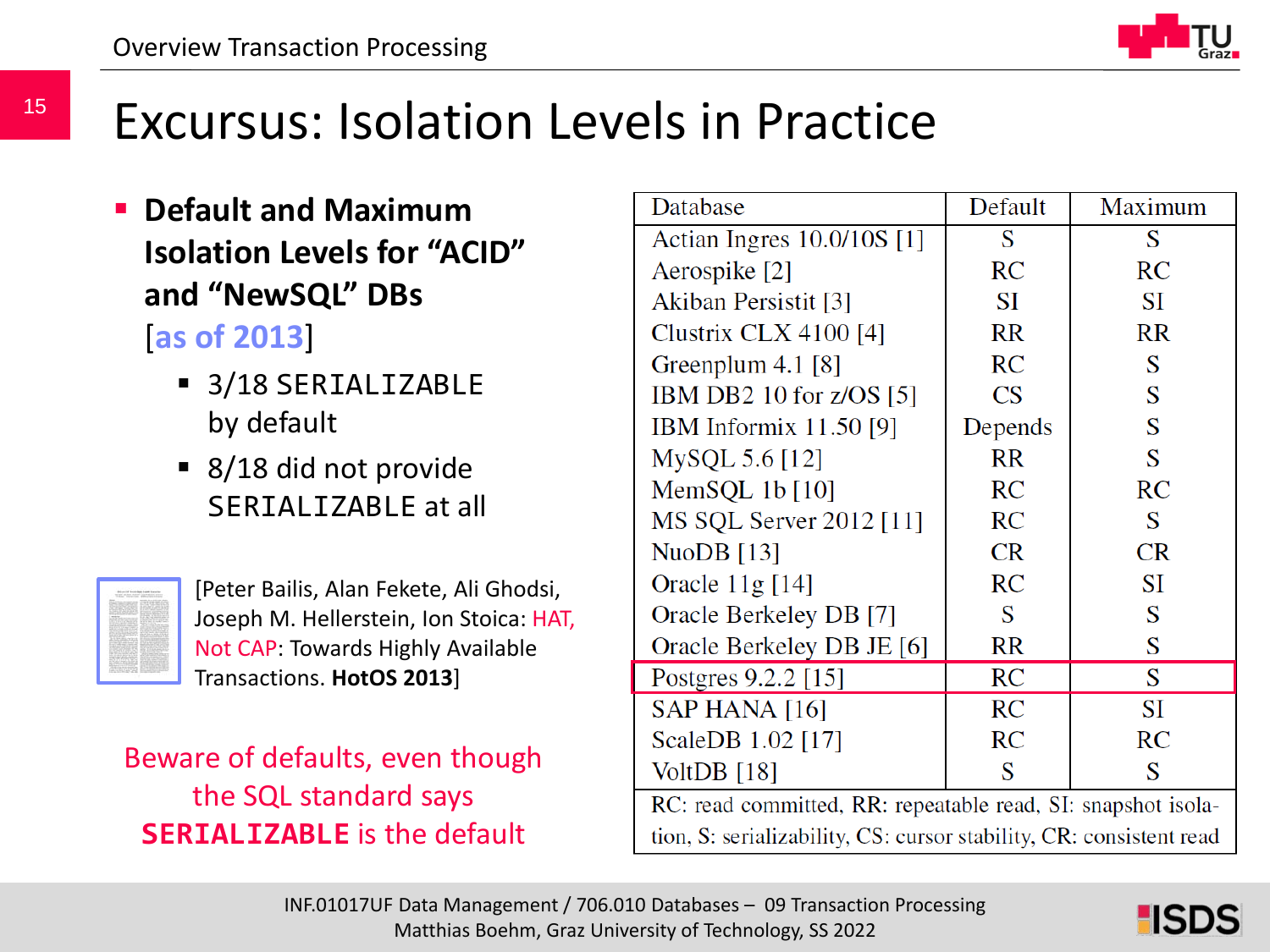# Excursus: Isolation Levels in Practice

- **Default and Maximum Isolation Levels for "ACID" and "NewSQL" DBs** [as of 2013]
  - 3/18 SERIALIZABLE by default
  - 8/18 did not provide SERIALIZABLE at all

[Peter Bailis, Alan Fekete, Ali Ghodsi, Joseph M. Hellerstein, Ion Stoica: HAT, Not CAP: Towards Highly Available Transactions. **HotOS 2013**]

Beware of defaults, even though the SQL standard says **SERIALIZABLE** is the default

| Database | Default | Maximum |
|---|---|---|
| Actian Ingres 10.0/10S [1] | S | S |
| Aerospike [2] | RC | RC |
| Akiban Persistit [3] | SI | SI |
| Clustrix CLX 4100 [4] | RR | RR |
| Greenplum 4.1 [8] | RC | S |
| IBM DB2 10 for z/OS [5] | CS | S |
| IBM Informix 11.50 [9] | Depends | S |
| MySQL 5.6 [12] | RR | S |
| MemSQL 1b [10] | RC | RC |
| MS SQL Server 2012 [11] | RC | S |
| NuoDB [13] | CR | CR |
| Oracle 11g [14] | RC | SI |
| Oracle Berkeley DB [7] | S | S |
| Oracle Berkeley DB JE [6] | RR | S |
| Postgres 9.2.2 [15] | RC | S |
| SAP HANA [16] | RC | SI |
| ScaleDB 1.02 [17] | RC | RC |
| VoltDB [18] | S | S |

RC: read committed, RR: repeatable read, SI: snapshot isolation, S: serializability, CS: cursor stability, CR: consistent read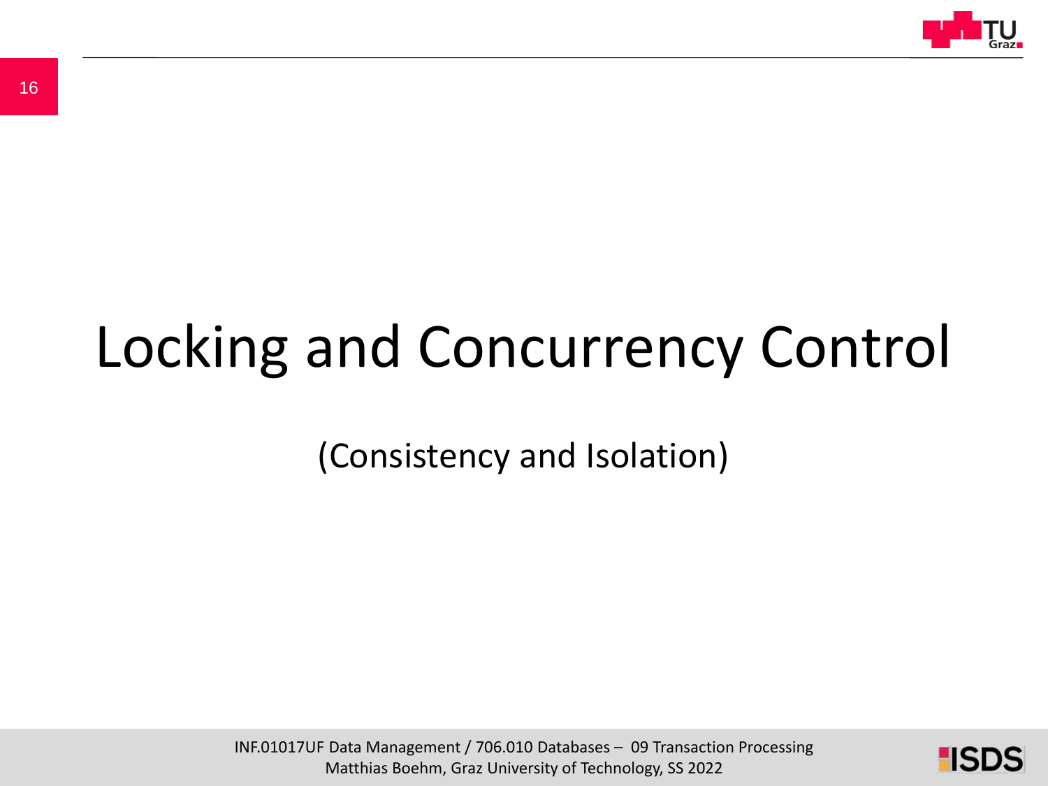# Locking and Concurrency Control

(Consistency and Isolation)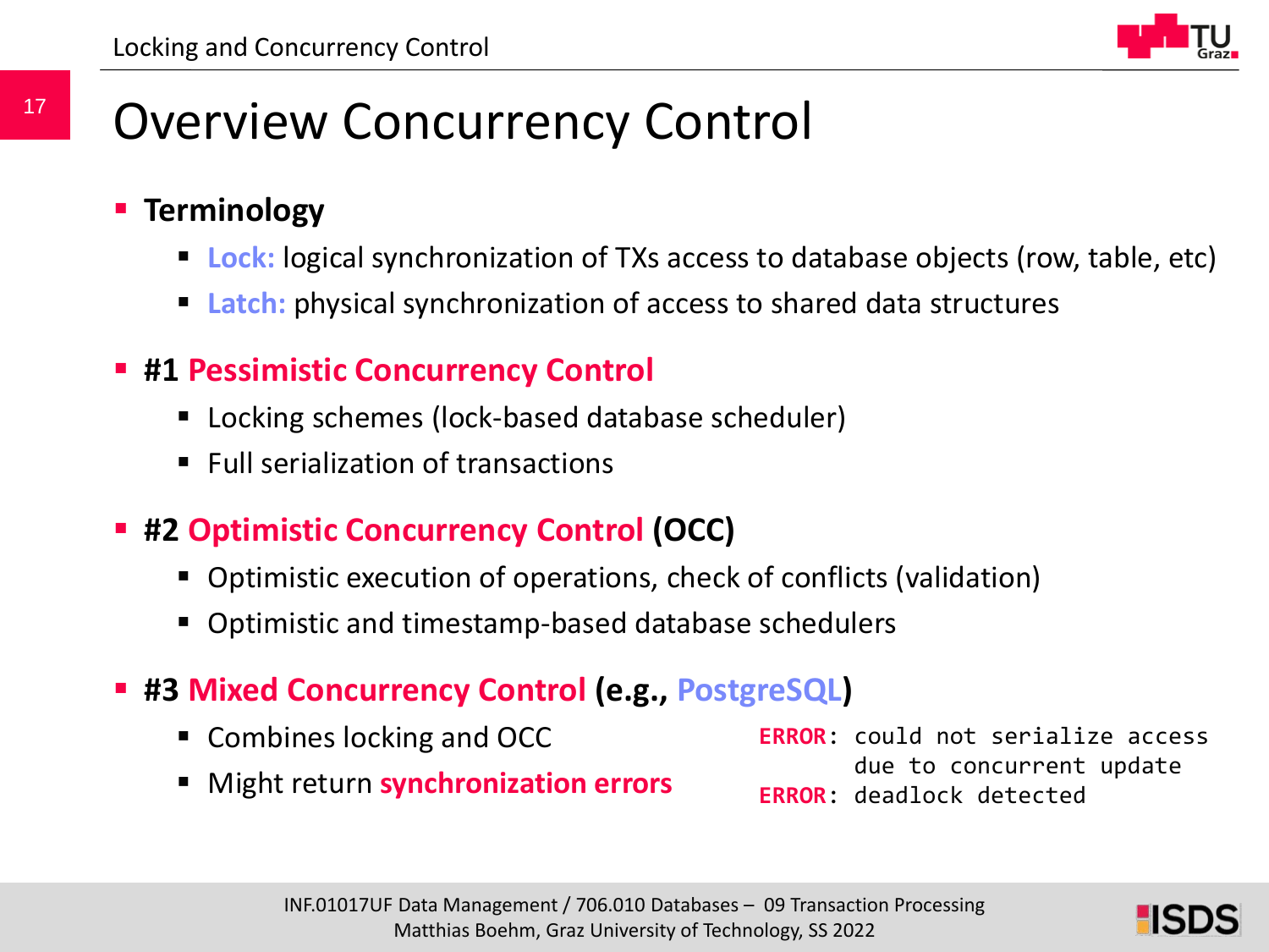# Overview Concurrency Control

- **Terminology**
  - **Lock:** logical synchronization of TXs access to database objects (row, table, etc)
  - **Latch:** physical synchronization of access to shared data structures
- **#1 Pessimistic Concurrency Control**
  - Locking schemes (lock-based database scheduler)
  - Full serialization of transactions
- **#2 Optimistic Concurrency Control (OCC)**
  - Optimistic execution of operations, check of conflicts (validation)
  - Optimistic and timestamp-based database schedulers
- **#3 Mixed Concurrency Control (e.g., PostgreSQL)**
  - Combines locking and OCC
  - Might return **synchronization errors**

```
ERROR: could not serialize access
       due to concurrent update
ERROR: deadlock detected
```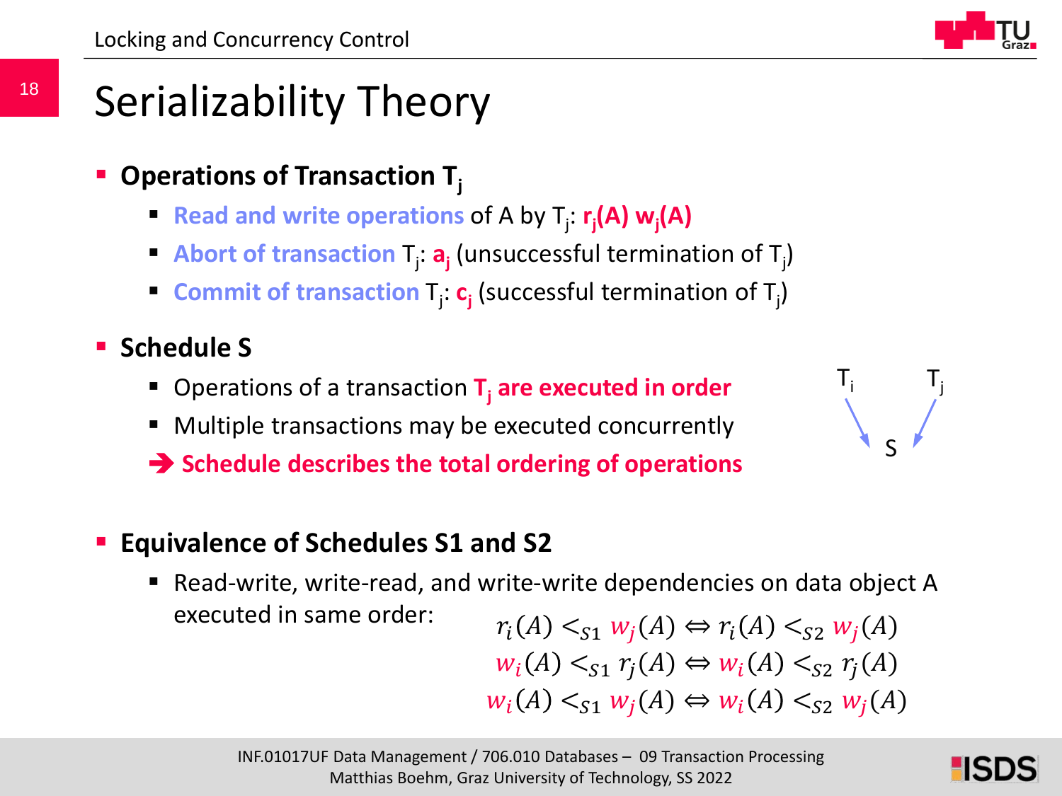# Serializability Theory

- **Operations of Transaction $T_j$**
  - **Read and write operations** of A by $T_j$: $r_j(A)$ $w_j(A)$
  - **Abort of transaction** $T_j$: $a_j$ (unsuccessful termination of $T_j$)
  - **Commit of transaction** $T_j$: $c_j$ (successful termination of $T_j$)

- **Schedule S**
  - Operations of a transaction **$T_j$ are executed in order**
  - Multiple transactions may be executed concurrently
  - ➔ **Schedule describes the total ordering of operations**

$T_i$ → S ← $T_j$

- **Equivalence of Schedules S1 and S2**
  - Read-write, write-read, and write-write dependencies on data object A executed in same order:

$$r_i(A) <_{S1} w_j(A) \Leftrightarrow r_i(A) <_{S2} w_j(A)$$
$$w_i(A) <_{S1} r_j(A) \Leftrightarrow w_i(A) <_{S2} r_j(A)$$
$$w_i(A) <_{S1} w_j(A) \Leftrightarrow w_i(A) <_{S2} w_j(A)$$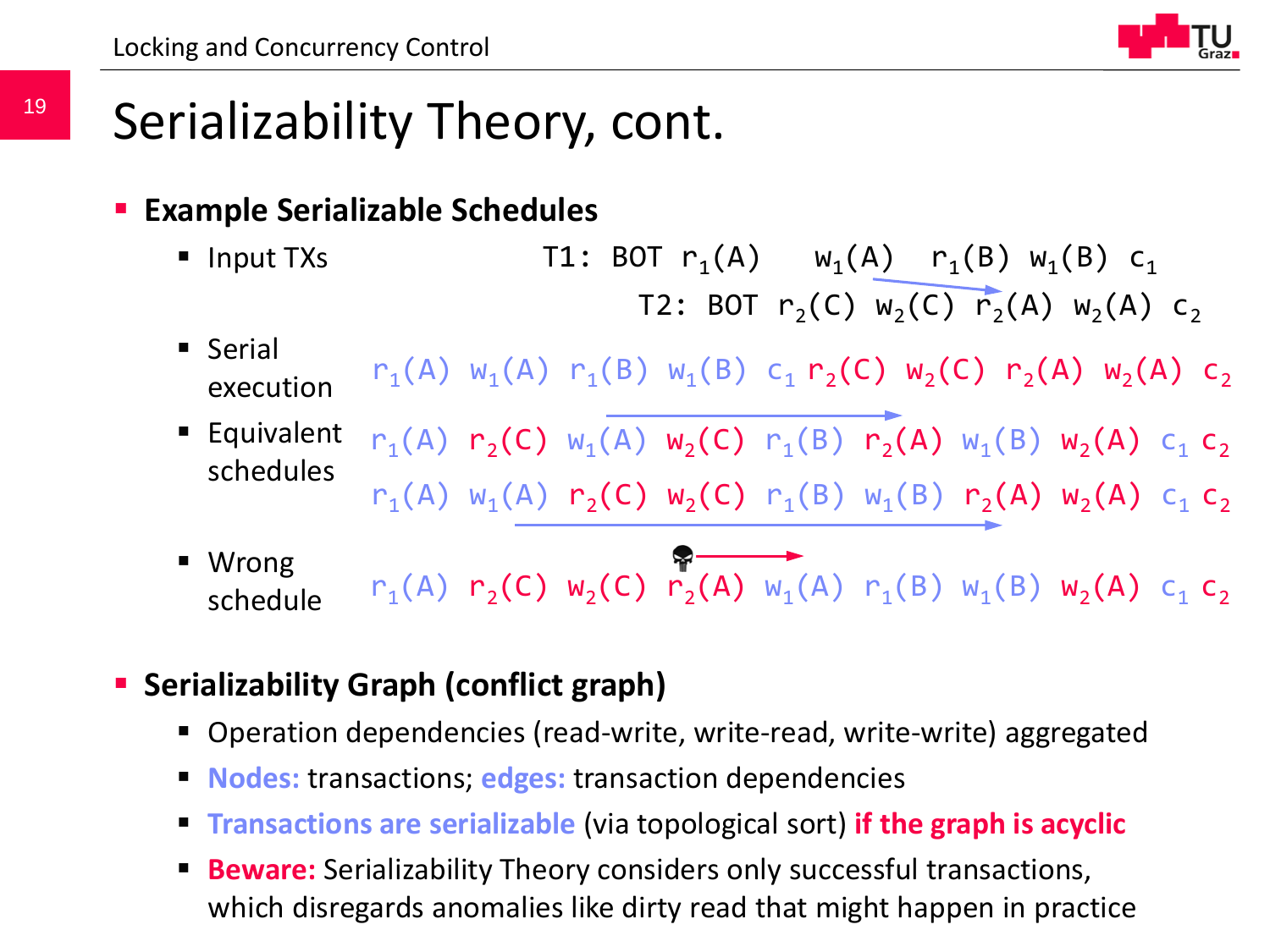# Serializability Theory, cont.

- **Example Serializable Schedules**
  - Input TXs
    - T1: BOT $r_1(A)$ $w_1(A)$ $r_1(B)$ $w_1(B)$ $c_1$
    - T2: BOT $r_2(C)$ $w_2(C)$ $r_2(A)$ $w_2(A)$ $c_2$
  - Serial execution: $r_1(A)$ $w_1(A)$ $r_1(B)$ $w_1(B)$ $c_1$ $r_2(C)$ $w_2(C)$ $r_2(A)$ $w_2(A)$ $c_2$
  - Equivalent schedules:
    - $r_1(A)$ $r_2(C)$ $w_1(A)$ $w_2(C)$ $r_1(B)$ $r_2(A)$ $w_1(B)$ $w_2(A)$ $c_1$ $c_2$
    - $r_1(A)$ $w_1(A)$ $r_2(C)$ $w_2(C)$ $r_1(B)$ $w_1(B)$ $r_2(A)$ $w_2(A)$ $c_1$ $c_2$
  - Wrong schedule: $r_1(A)$ $r_2(C)$ $w_2(C)$ $r_2(A)$ $w_1(A)$ $r_1(B)$ $w_1(B)$ $w_2(A)$ $c_1$ $c_2$

- **Serializability Graph (conflict graph)**
  - Operation dependencies (read-write, write-read, write-write) aggregated
  - **Nodes:** transactions; **edges:** transaction dependencies
  - **Transactions are serializable** (via topological sort) **if the graph is acyclic**
  - **Beware:** Serializability Theory considers only successful transactions, which disregards anomalies like dirty read that might happen in practice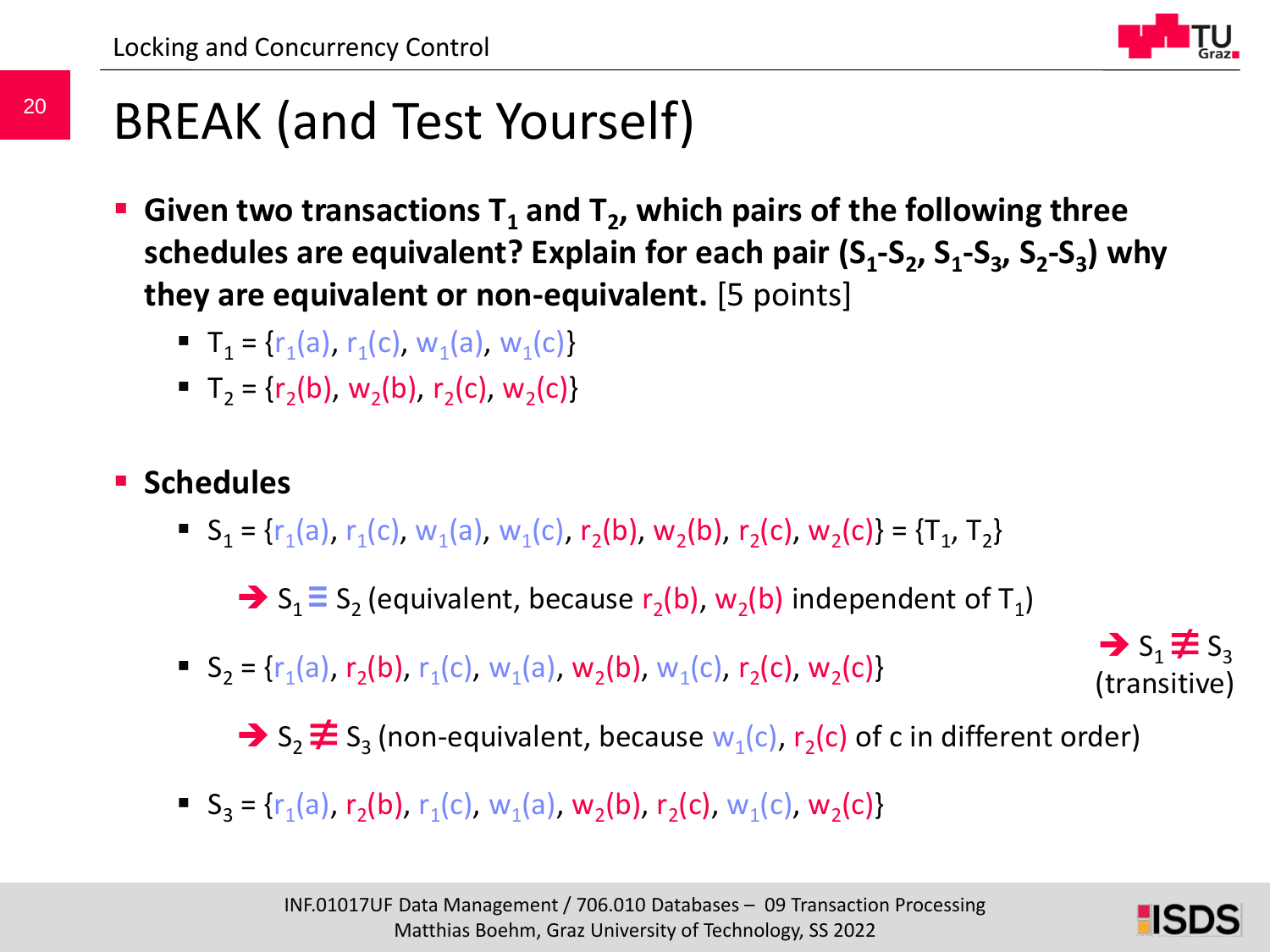# BREAK (and Test Yourself)

- **Given two transactions $T_1$ and $T_2$, which pairs of the following three schedules are equivalent? Explain for each pair ($S_1$-$S_2$, $S_1$-$S_3$, $S_2$-$S_3$) why they are equivalent or non-equivalent.** [5 points]
  - $T_1 = \{r_1(a), r_1(c), w_1(a), w_1(c)\}$
  - $T_2 = \{r_2(b), w_2(b), r_2(c), w_2(c)\}$

- **Schedules**
  - $S_1 = \{r_1(a), r_1(c), w_1(a), w_1(c), r_2(b), w_2(b), r_2(c), w_2(c)\} = \{T_1, T_2\}$

    ➔ $S_1 \equiv S_2$ (equivalent, because $r_2(b)$, $w_2(b)$ independent of $T_1$)

  - $S_2 = \{r_1(a), r_2(b), r_1(c), w_1(a), w_2(b), w_1(c), r_2(c), w_2(c)\}$

    ➔ $S_2 \not\equiv S_3$ (non-equivalent, because $w_1(c)$, $r_2(c)$ of c in different order)

    ➔ $S_1 \not\equiv S_3$ (transitive)

  - $S_3 = \{r_1(a), r_2(b), r_1(c), w_1(a), w_2(b), r_2(c), w_1(c), w_2(c)\}$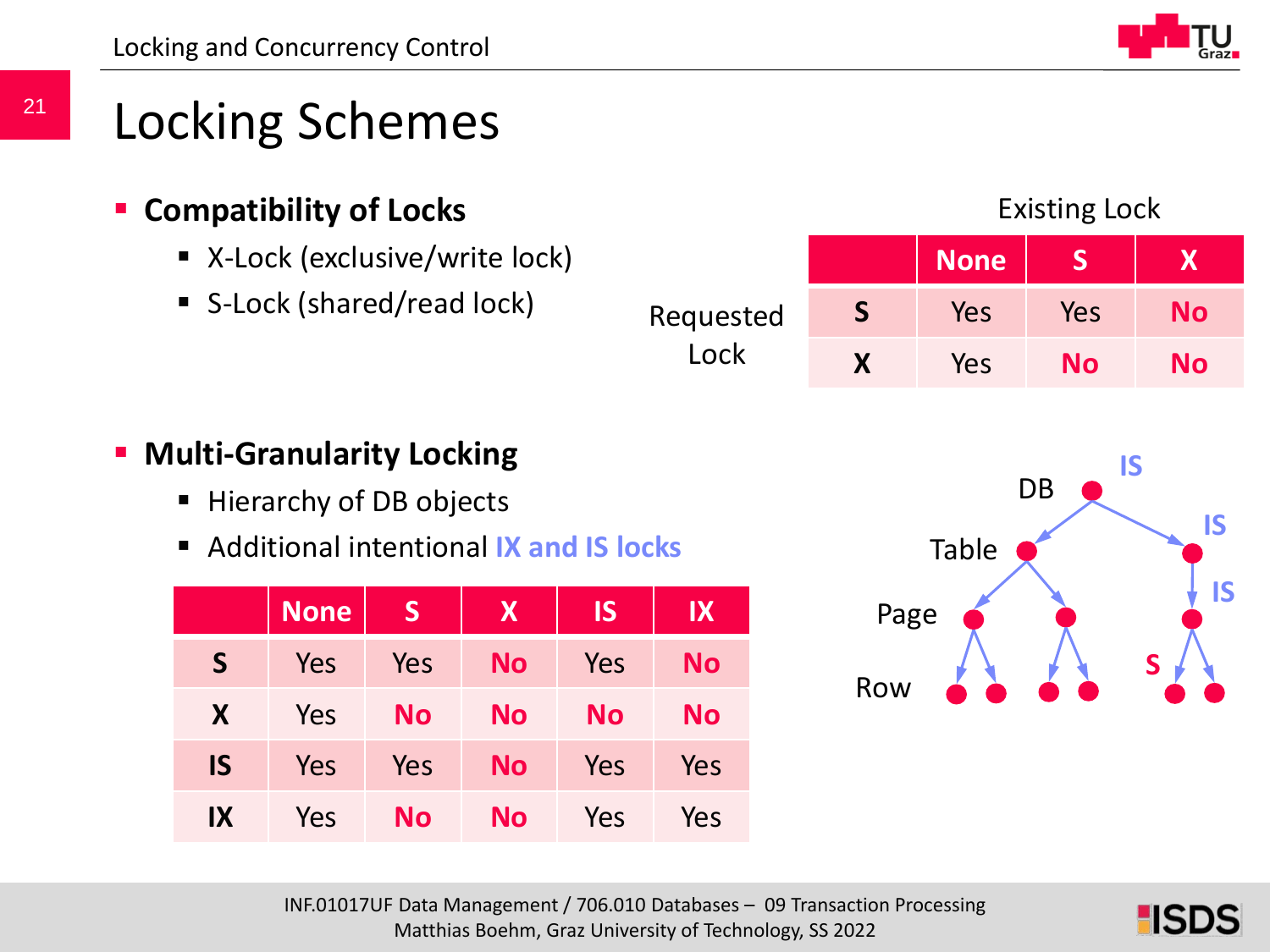# Locking Schemes

- **Compatibility of Locks**
  - X-Lock (exclusive/write lock)
  - S-Lock (shared/read lock)

Existing Lock (columns) / Requested Lock (rows)

| | None | S | X |
|---|---|---|---|
| **S** | Yes | Yes | No |
| **X** | Yes | No | No |

- **Multi-Granularity Locking**
  - Hierarchy of DB objects
  - Additional intentional IX and IS locks

| | None | S | X | IS | IX |
|---|---|---|---|---|---|
| **S** | Yes | Yes | No | Yes | No |
| **X** | Yes | No | No | No | No |
| **IS** | Yes | Yes | No | Yes | Yes |
| **IX** | Yes | No | No | Yes | Yes |

DB, Table, Page, Row — IS, IS, IS, S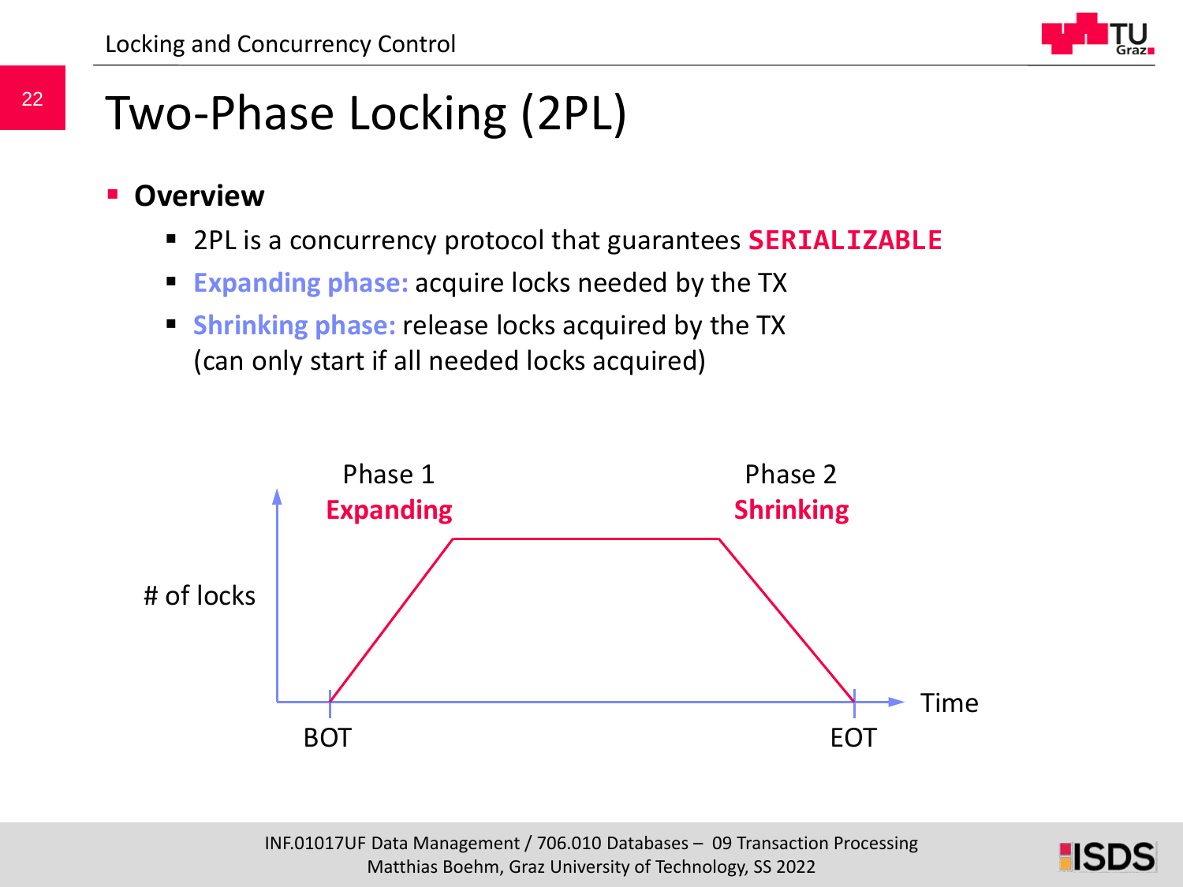# Two-Phase Locking (2PL)

- **Overview**
  - 2PL is a concurrency protocol that guarantees **SERIALIZABLE**
  - **Expanding phase:** acquire locks needed by the TX
  - **Shrinking phase:** release locks acquired by the TX (can only start if all needed locks acquired)

Phase 1 **Expanding**

Phase 2 **Shrinking**

# of locks

Time

BOT

EOT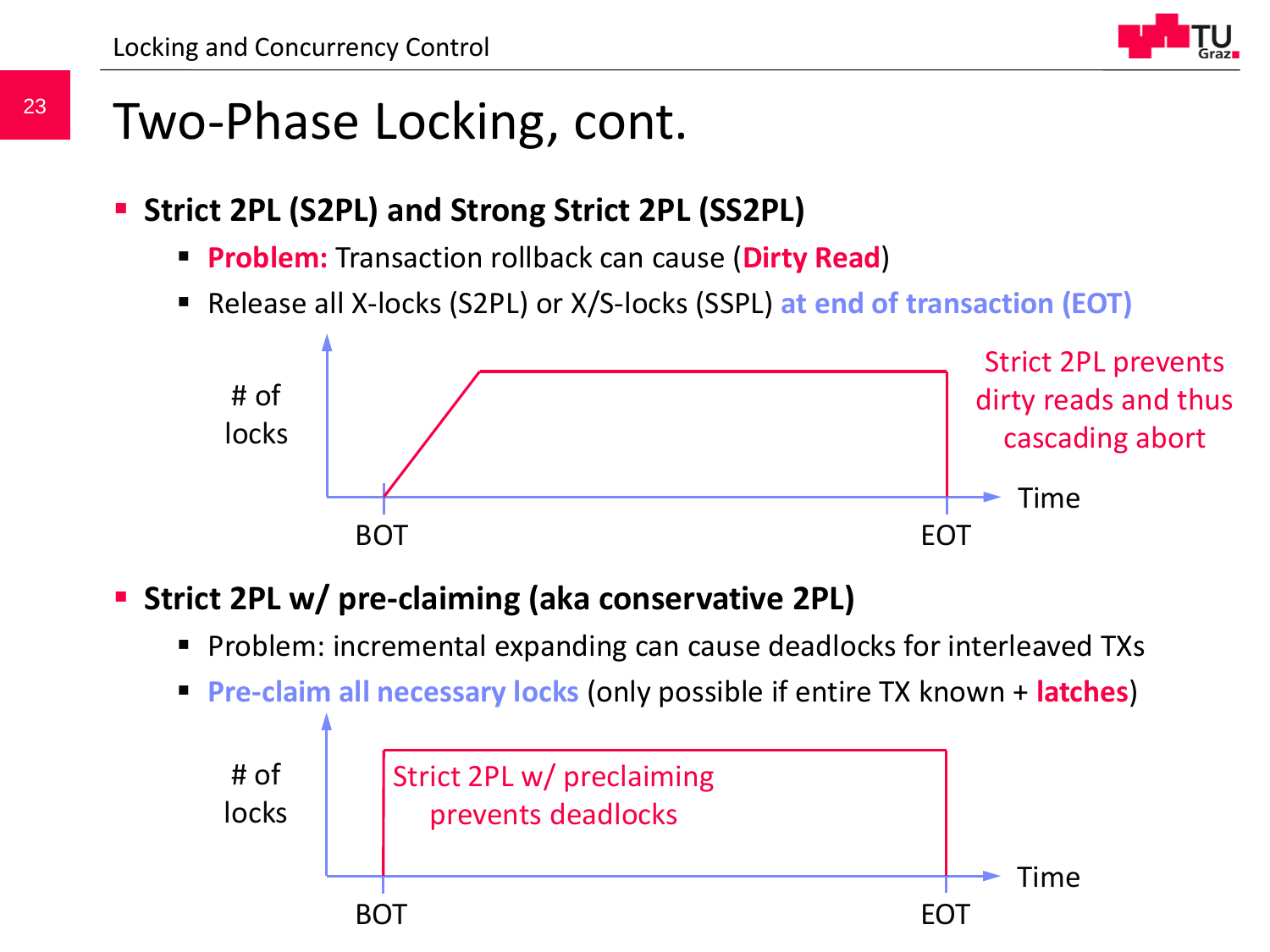# Two-Phase Locking, cont.

- **Strict 2PL (S2PL) and Strong Strict 2PL (SS2PL)**
  - **Problem:** Transaction rollback can cause (**Dirty Read**)
  - Release all X-locks (S2PL) or X/S-locks (SSPL) **at end of transaction (EOT)**

# of locks

BOT EOT Time

Strict 2PL prevents dirty reads and thus cascading abort

- **Strict 2PL w/ pre-claiming (aka conservative 2PL)**
  - Problem: incremental expanding can cause deadlocks for interleaved TXs
  - **Pre-claim all necessary locks** (only possible if entire TX known + **latches**)

# of locks

BOT EOT Time

Strict 2PL w/ preclaiming prevents deadlocks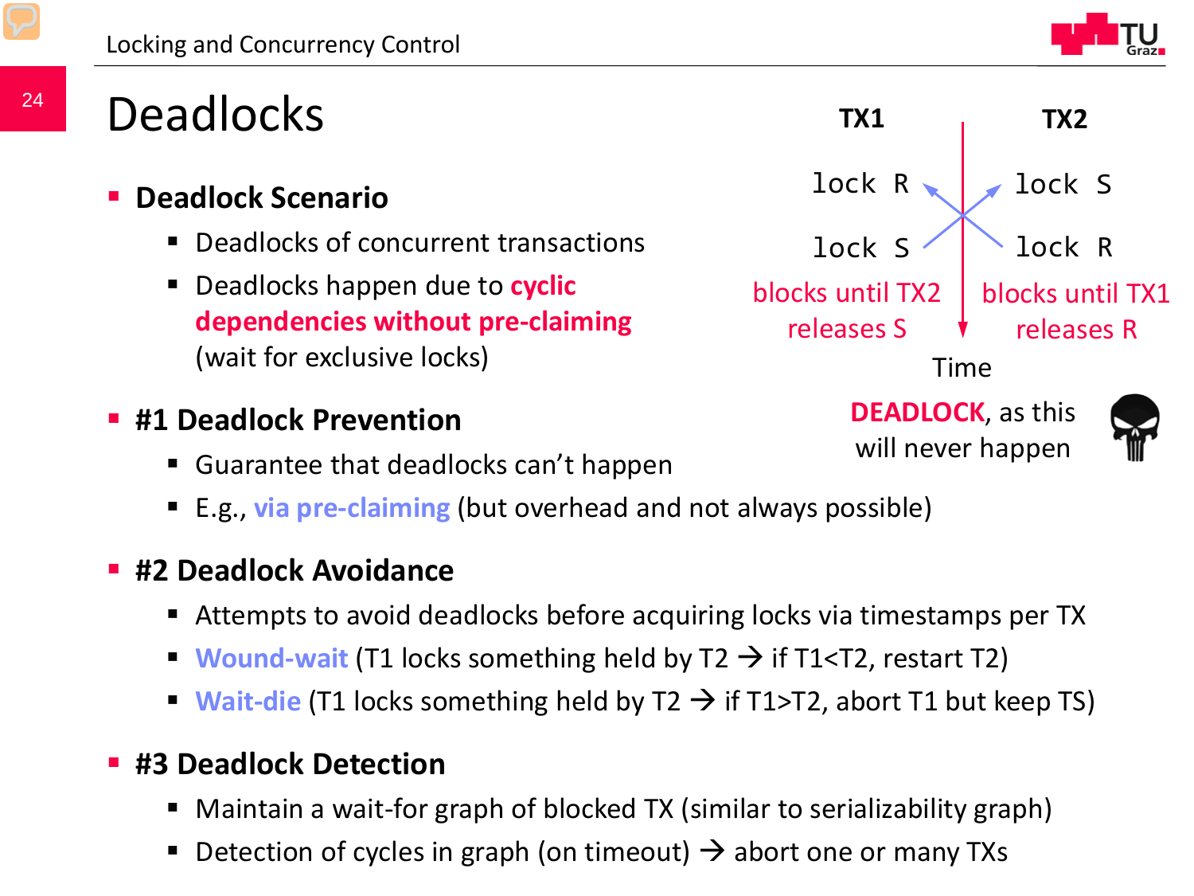# Deadlocks

- **Deadlock Scenario**
  - Deadlocks of concurrent transactions
  - Deadlocks happen due to **cyclic dependencies without pre-claiming** (wait for exclusive locks)

| TX1 | TX2 |
|---|---|
| lock R | lock S |
| lock S | lock R |
| blocks until TX2 releases S | blocks until TX1 releases R |

Time

**DEADLOCK**, as this will never happen

- **#1 Deadlock Prevention**
  - Guarantee that deadlocks can't happen
  - E.g., via pre-claiming (but overhead and not always possible)
- **#2 Deadlock Avoidance**
  - Attempts to avoid deadlocks before acquiring locks via timestamps per TX
  - Wound-wait (T1 locks something held by T2 → if T1<T2, restart T2)
  - Wait-die (T1 locks something held by T2 → if T1>T2, abort T1 but keep TS)
- **#3 Deadlock Detection**
  - Maintain a wait-for graph of blocked TX (similar to serializability graph)
  - Detection of cycles in graph (on timeout) → abort one or many TXs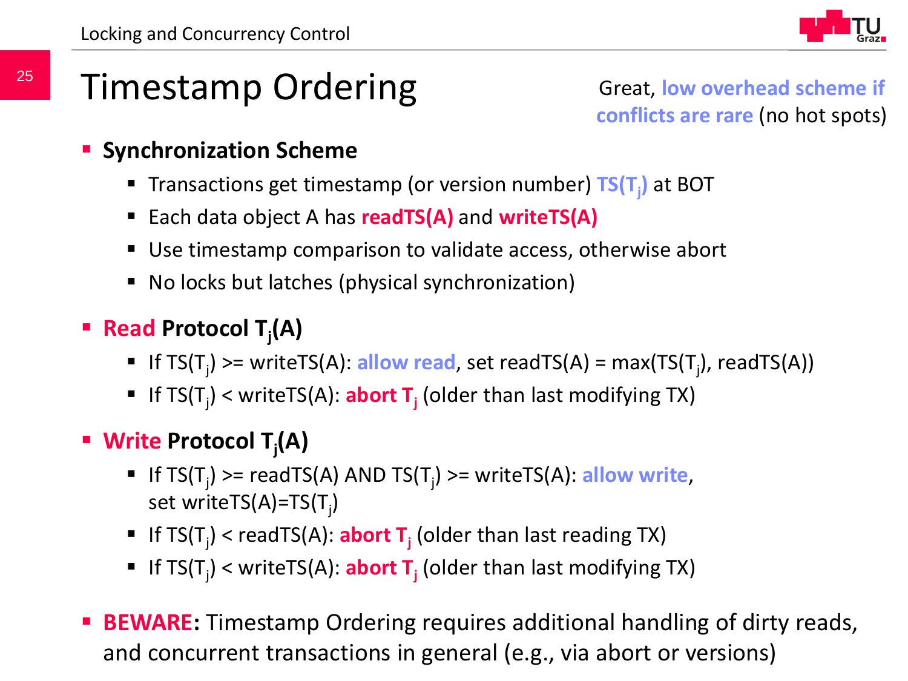# Timestamp Ordering

Great, **low overhead scheme if conflicts are rare** (no hot spots)

- **Synchronization Scheme**
  - Transactions get timestamp (or version number) **$TS(T_j)$** at BOT
  - Each data object A has **readTS(A)** and **writeTS(A)**
  - Use timestamp comparison to validate access, otherwise abort
  - No locks but latches (physical synchronization)

- **Read Protocol $T_j(A)$**
  - If $TS(T_j)$ >= writeTS(A): **allow read**, set readTS(A) = max($TS(T_j)$, readTS(A))
  - If $TS(T_j)$ < writeTS(A): **abort $T_j$** (older than last modifying TX)

- **Write Protocol $T_j(A)$**
  - If $TS(T_j)$ >= readTS(A) AND $TS(T_j)$ >= writeTS(A): **allow write**, set writeTS(A)=$TS(T_j)$
  - If $TS(T_j)$ < readTS(A): **abort $T_j$** (older than last reading TX)
  - If $TS(T_j)$ < writeTS(A): **abort $T_j$** (older than last modifying TX)

- **BEWARE:** Timestamp Ordering requires additional handling of dirty reads, and concurrent transactions in general (e.g., via abort or versions)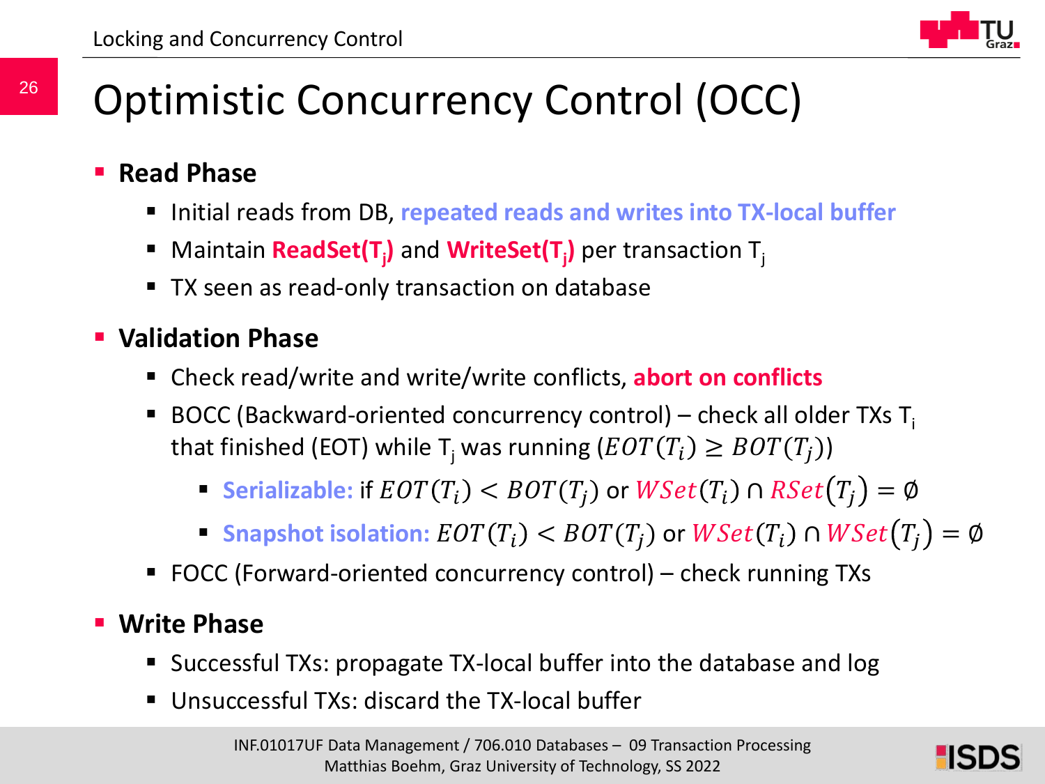# Optimistic Concurrency Control (OCC)

- **Read Phase**
  - Initial reads from DB, **repeated reads and writes into TX-local buffer**
  - Maintain **ReadSet($T_j$)** and **WriteSet($T_j$)** per transaction $T_j$
  - TX seen as read-only transaction on database
- **Validation Phase**
  - Check read/write and write/write conflicts, **abort on conflicts**
  - BOCC (Backward-oriented concurrency control) – check all older TXs $T_i$ that finished (EOT) while $T_j$ was running ($EOT(T_i) \geq BOT(T_j)$)
    - **Serializable:** if $EOT(T_i) < BOT(T_j)$ or $WSet(T_i) \cap RSet(T_j) = \emptyset$
    - **Snapshot isolation:** $EOT(T_i) < BOT(T_j)$ or $WSet(T_i) \cap WSet(T_j) = \emptyset$
  - FOCC (Forward-oriented concurrency control) – check running TXs
- **Write Phase**
  - Successful TXs: propagate TX-local buffer into the database and log
  - Unsuccessful TXs: discard the TX-local buffer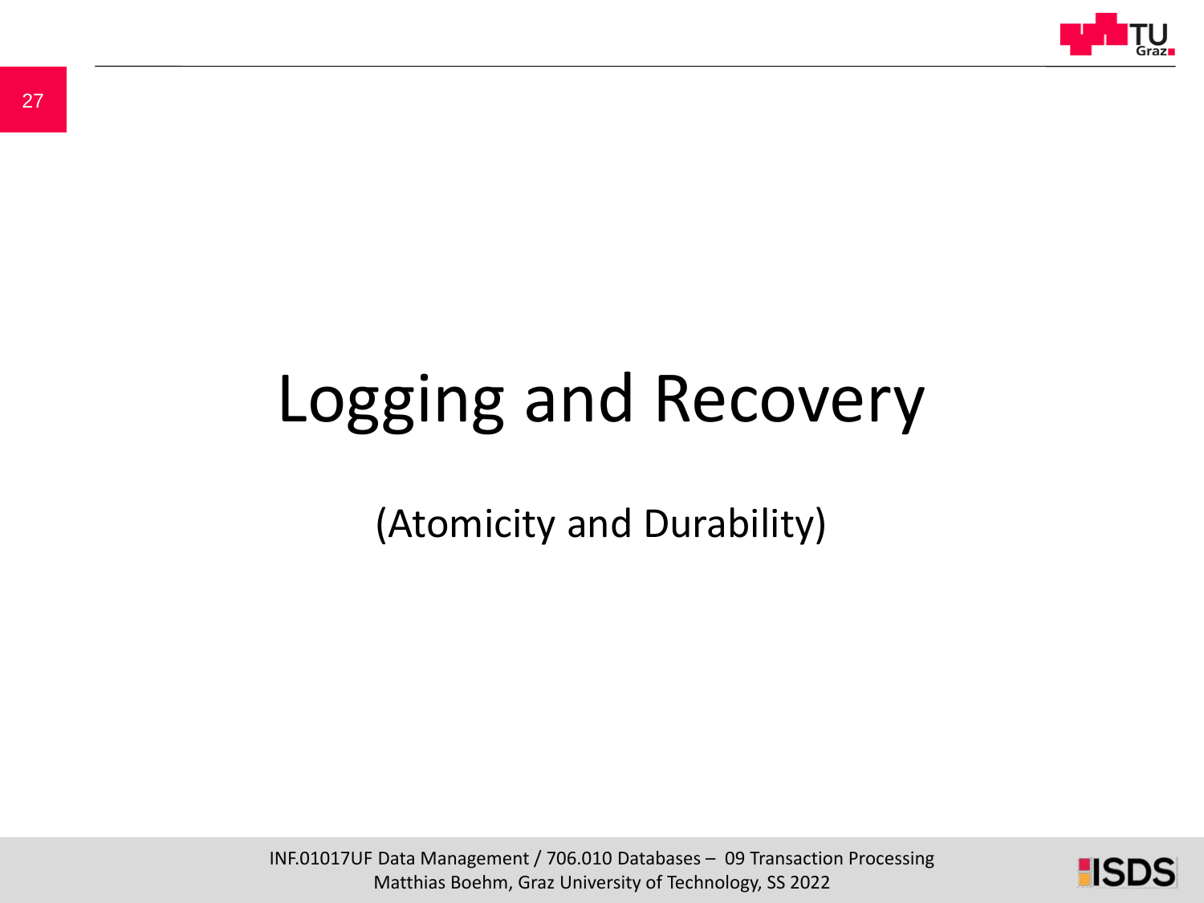# Logging and Recovery

(Atomicity and Durability)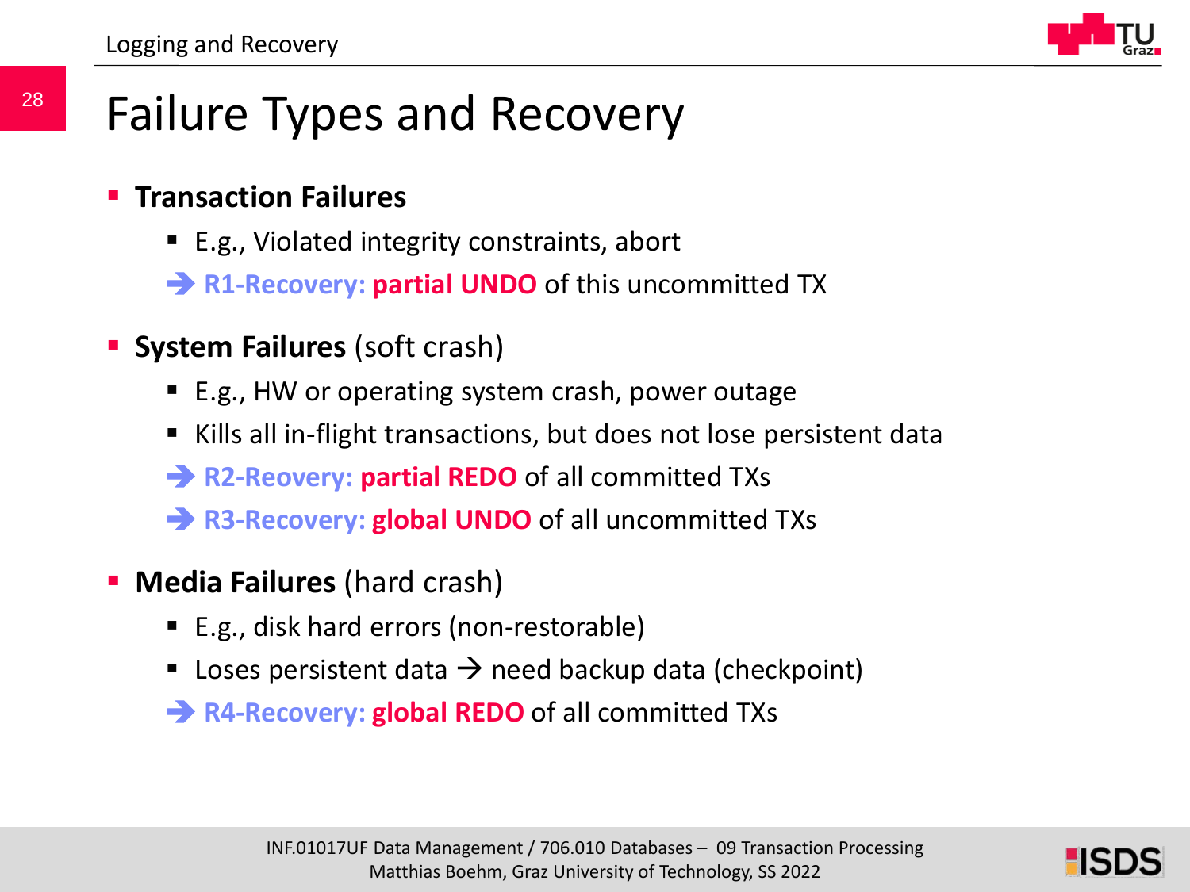# Failure Types and Recovery

- **Transaction Failures**
  - E.g., Violated integrity constraints, abort
  - → **R1-Recovery:** **partial UNDO** of this uncommitted TX
- **System Failures** (soft crash)
  - E.g., HW or operating system crash, power outage
  - Kills all in-flight transactions, but does not lose persistent data
  - → **R2-Reovery:** **partial REDO** of all committed TXs
  - → **R3-Recovery:** **global UNDO** of all uncommitted TXs
- **Media Failures** (hard crash)
  - E.g., disk hard errors (non-restorable)
  - Loses persistent data → need backup data (checkpoint)
  - → **R4-Recovery:** **global REDO** of all committed TXs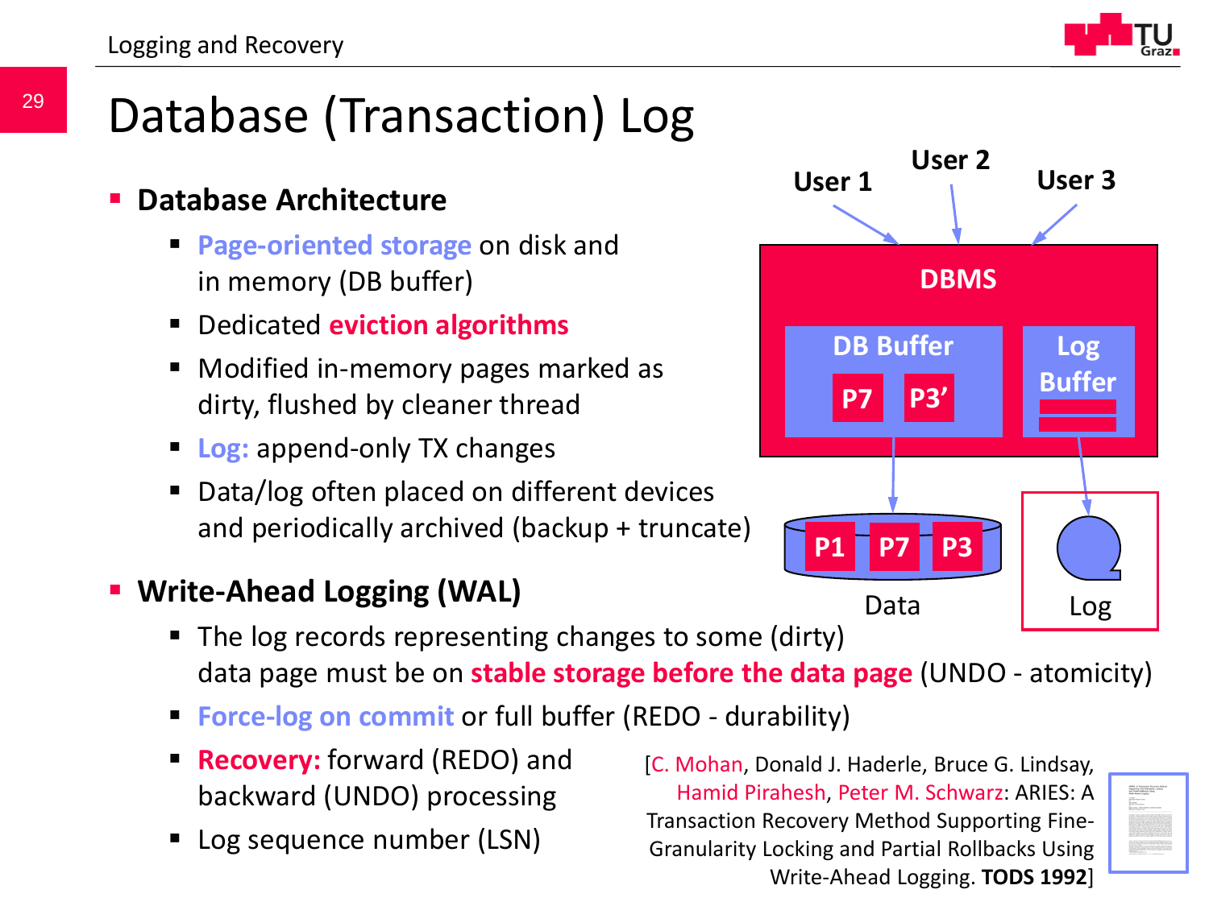# Database (Transaction) Log

- **Database Architecture**
  - **Page-oriented storage** on disk and in memory (DB buffer)
  - Dedicated **eviction algorithms**
  - Modified in-memory pages marked as dirty, flushed by cleaner thread
  - **Log:** append-only TX changes
  - Data/log often placed on different devices and periodically archived (backup + truncate)

User 1 | User 2 | User 3

DBMS: DB Buffer (P7, P3'), Log Buffer

Data (P1, P7, P3) | Log

- **Write-Ahead Logging (WAL)**
  - The log records representing changes to some (dirty) data page must be on **stable storage before the data page** (UNDO - atomicity)
  - **Force-log on commit** or full buffer (REDO - durability)
  - **Recovery:** forward (REDO) and backward (UNDO) processing
  - Log sequence number (LSN)

[C. Mohan, Donald J. Haderle, Bruce G. Lindsay, Hamid Pirahesh, Peter M. Schwarz: ARIES: A Transaction Recovery Method Supporting Fine-Granularity Locking and Partial Rollbacks Using Write-Ahead Logging. **TODS 1992**]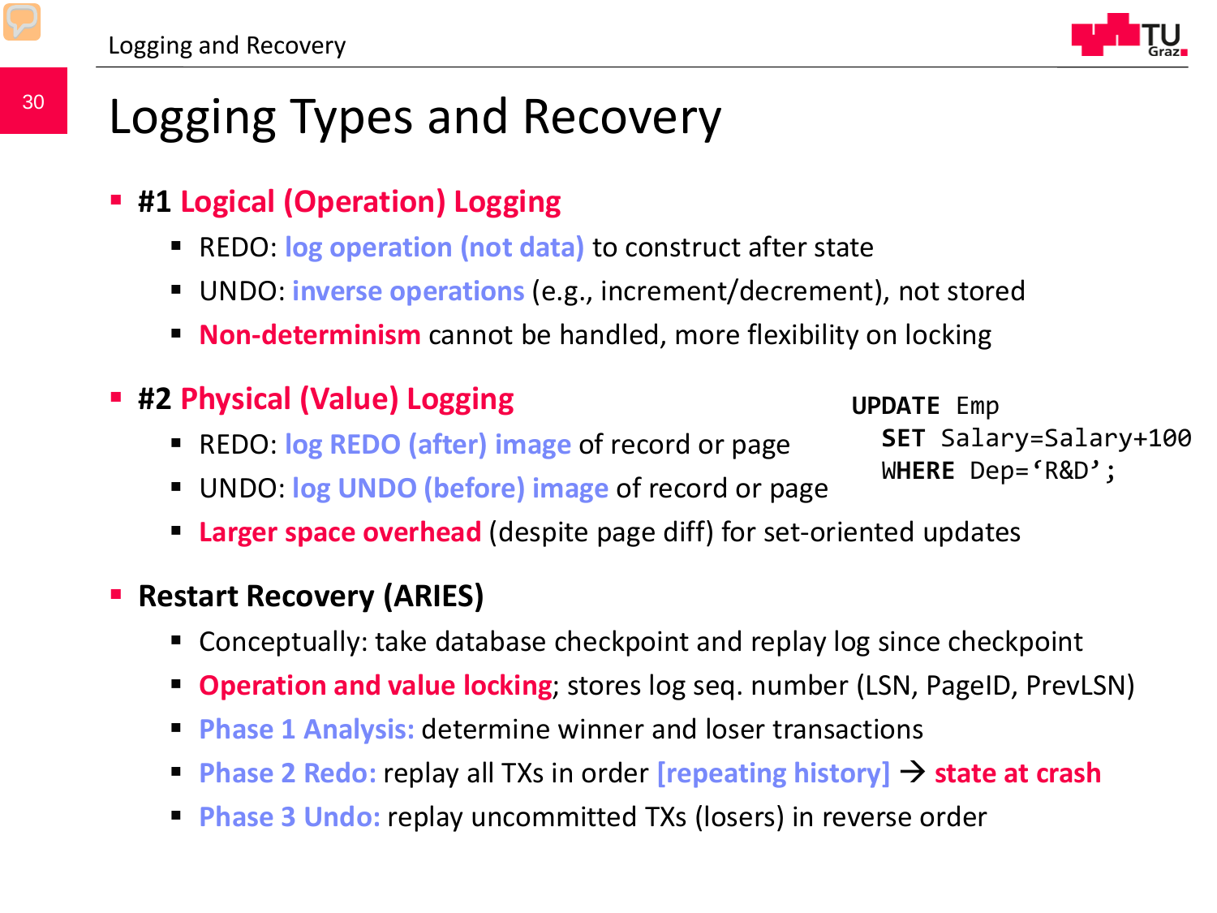# Logging Types and Recovery

- **#1 Logical (Operation) Logging**
  - REDO: **log operation (not data)** to construct after state
  - UNDO: **inverse operations** (e.g., increment/decrement), not stored
  - **Non-determinism** cannot be handled, more flexibility on locking
- **#2 Physical (Value) Logging**
  - REDO: **log REDO (after) image** of record or page
  - UNDO: **log UNDO (before) image** of record or page
  - **Larger space overhead** (despite page diff) for set-oriented updates

```
UPDATE Emp
  SET Salary=Salary+100
  WHERE Dep='R&D';
```

- **Restart Recovery (ARIES)**
  - Conceptually: take database checkpoint and replay log since checkpoint
  - **Operation and value locking**; stores log seq. number (LSN, PageID, PrevLSN)
  - **Phase 1 Analysis:** determine winner and loser transactions
  - **Phase 2 Redo:** replay all TXs in order **[repeating history]** → **state at crash**
  - **Phase 3 Undo:** replay uncommitted TXs (losers) in reverse order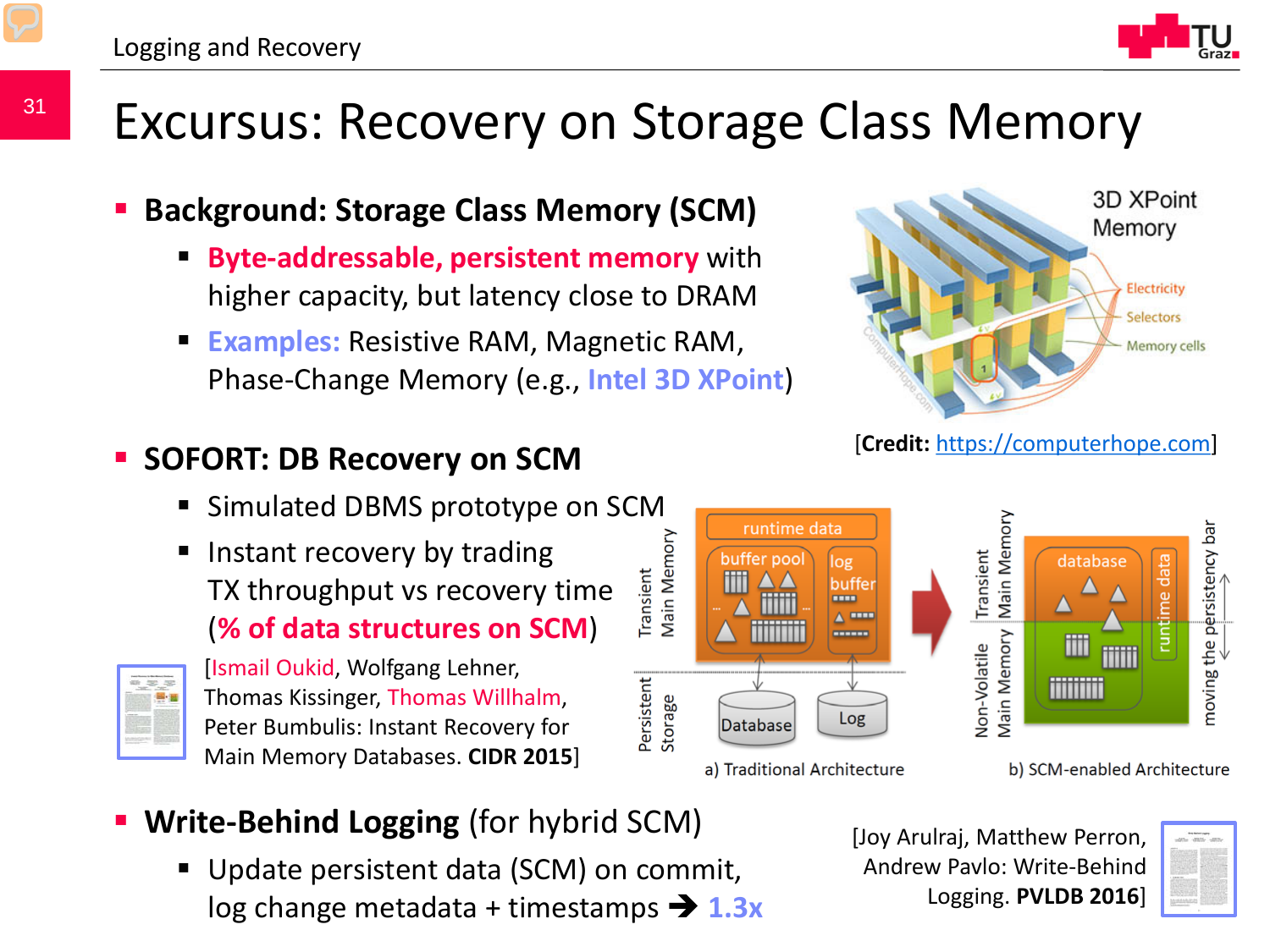# Excursus: Recovery on Storage Class Memory

- **Background: Storage Class Memory (SCM)**
  - **Byte-addressable, persistent memory** with higher capacity, but latency close to DRAM
  - **Examples:** Resistive RAM, Magnetic RAM, Phase-Change Memory (e.g., **Intel 3D XPoint**)

[**Credit:** https://computerhope.com]

- **SOFORT: DB Recovery on SCM**
  - Simulated DBMS prototype on SCM
  - Instant recovery by trading TX throughput vs recovery time (**% of data structures on SCM**)

[Ismail Oukid, Wolfgang Lehner, Thomas Kissinger, Thomas Willhalm, Peter Bumbulis: Instant Recovery for Main Memory Databases. **CIDR 2015**]

a) Traditional Architecture

b) SCM-enabled Architecture

- **Write-Behind Logging** (for hybrid SCM)
  - Update persistent data (SCM) on commit, log change metadata + timestamps ➔ 1.3x

[Joy Arulraj, Matthew Perron, Andrew Pavlo: Write-Behind Logging. **PVLDB 2016**]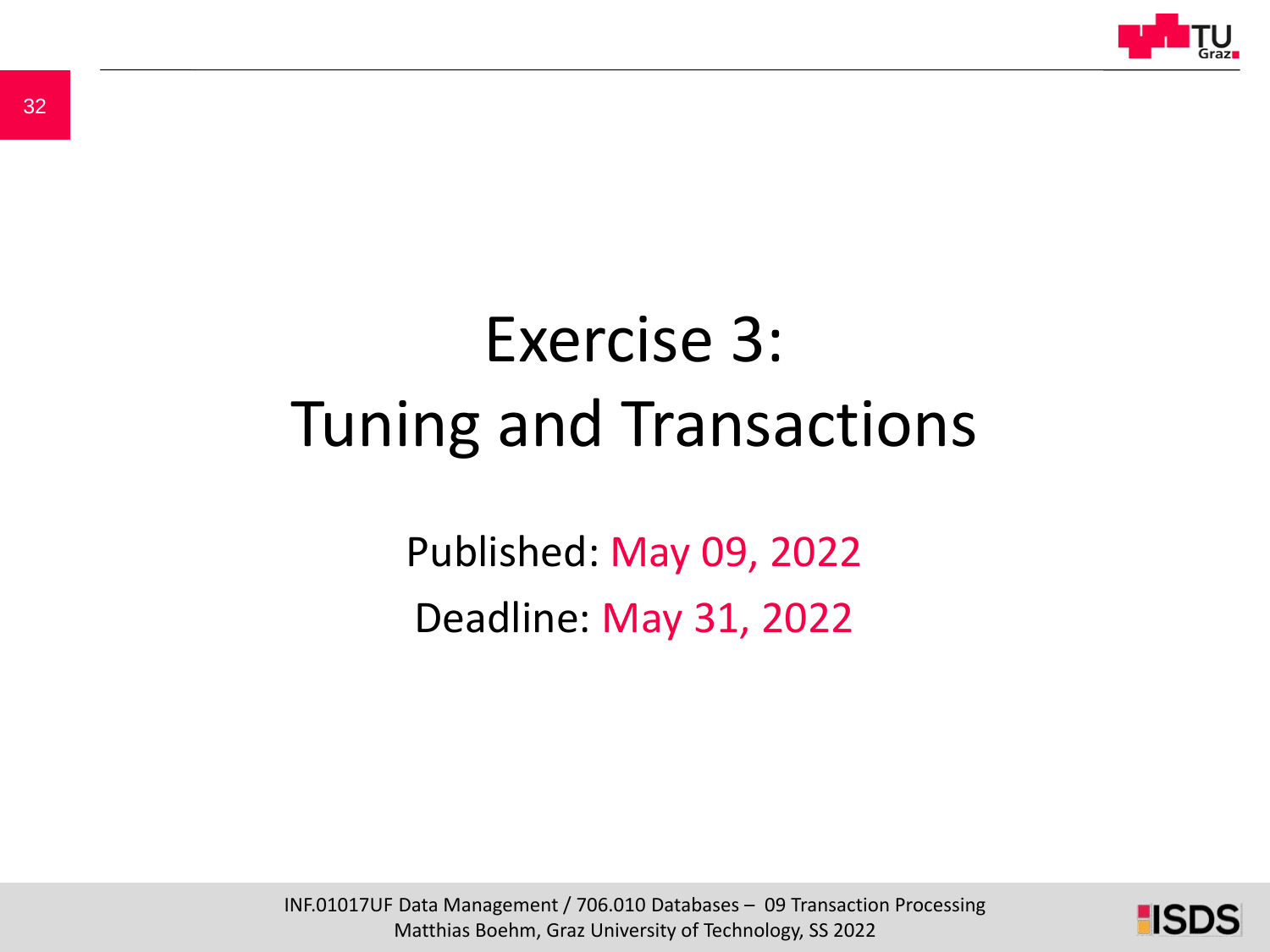# Exercise 3: Tuning and Transactions

Published: May 09, 2022

Deadline: May 31, 2022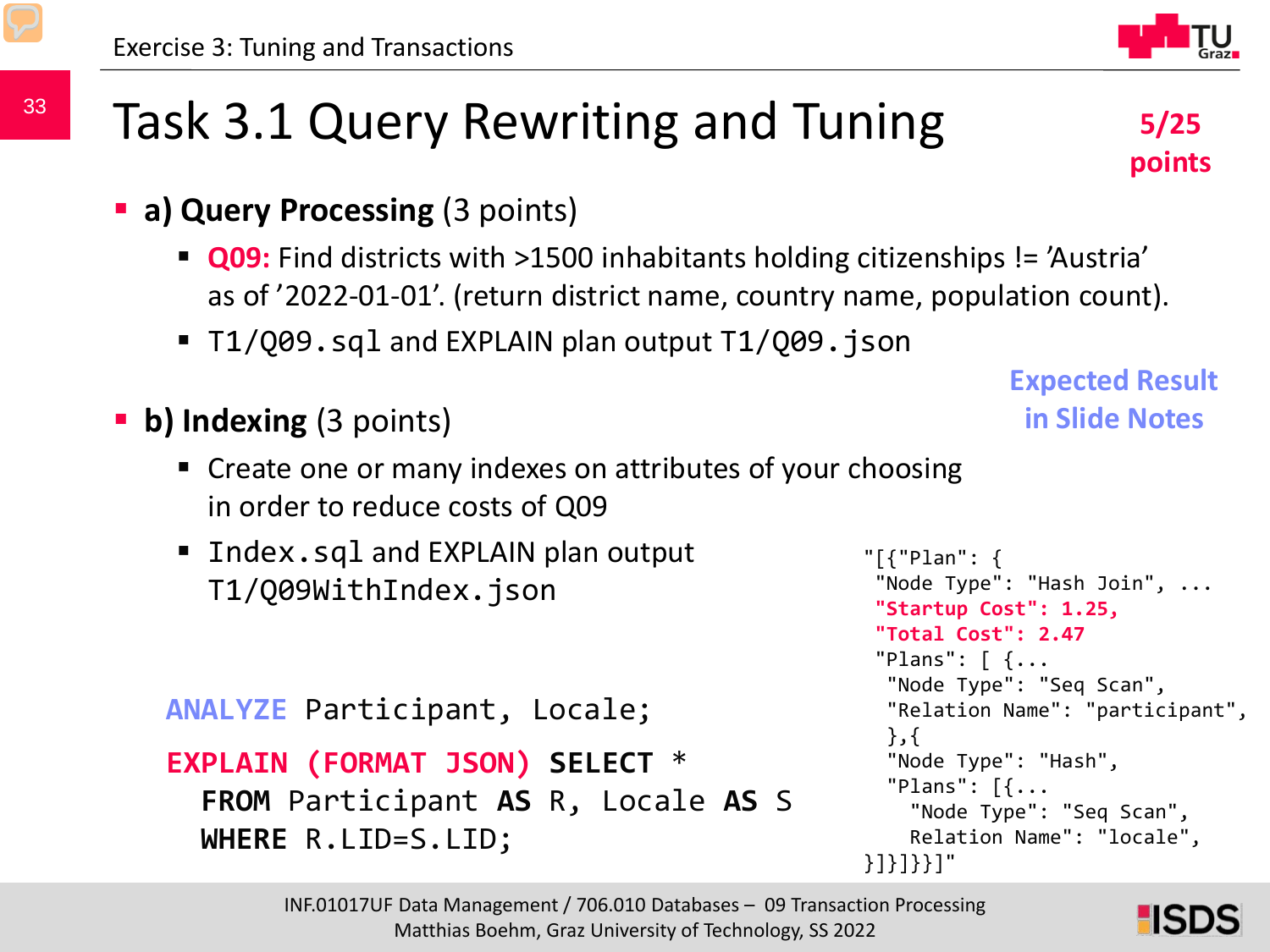# Task 3.1 Query Rewriting and Tuning

**5/25 points**

- **a) Query Processing** (3 points)
  - **Q09:** Find districts with >1500 inhabitants holding citizenships != ’Austria’ as of ’2022-01-01’. (return district name, country name, population count).
  - `T1/Q09.sql` and EXPLAIN plan output `T1/Q09.json`

**Expected Result in Slide Notes**

- **b) Indexing** (3 points)
  - Create one or many indexes on attributes of your choosing in order to reduce costs of Q09
  - `Index.sql` and EXPLAIN plan output `T1/Q09WithIndex.json`

```
ANALYZE Participant, Locale;

EXPLAIN (FORMAT JSON) SELECT *
  FROM Participant AS R, Locale AS S
  WHERE R.LID=S.LID;
```

```
"[{"Plan": {
 "Node Type": "Hash Join", ...
 "Startup Cost": 1.25,
 "Total Cost": 2.47
 "Plans": [ {...
  "Node Type": "Seq Scan",
  "Relation Name": "participant",
  },{
  "Node Type": "Hash",
  "Plans": [{...
    "Node Type": "Seq Scan",
    Relation Name": "locale",
}]}]}}]"
```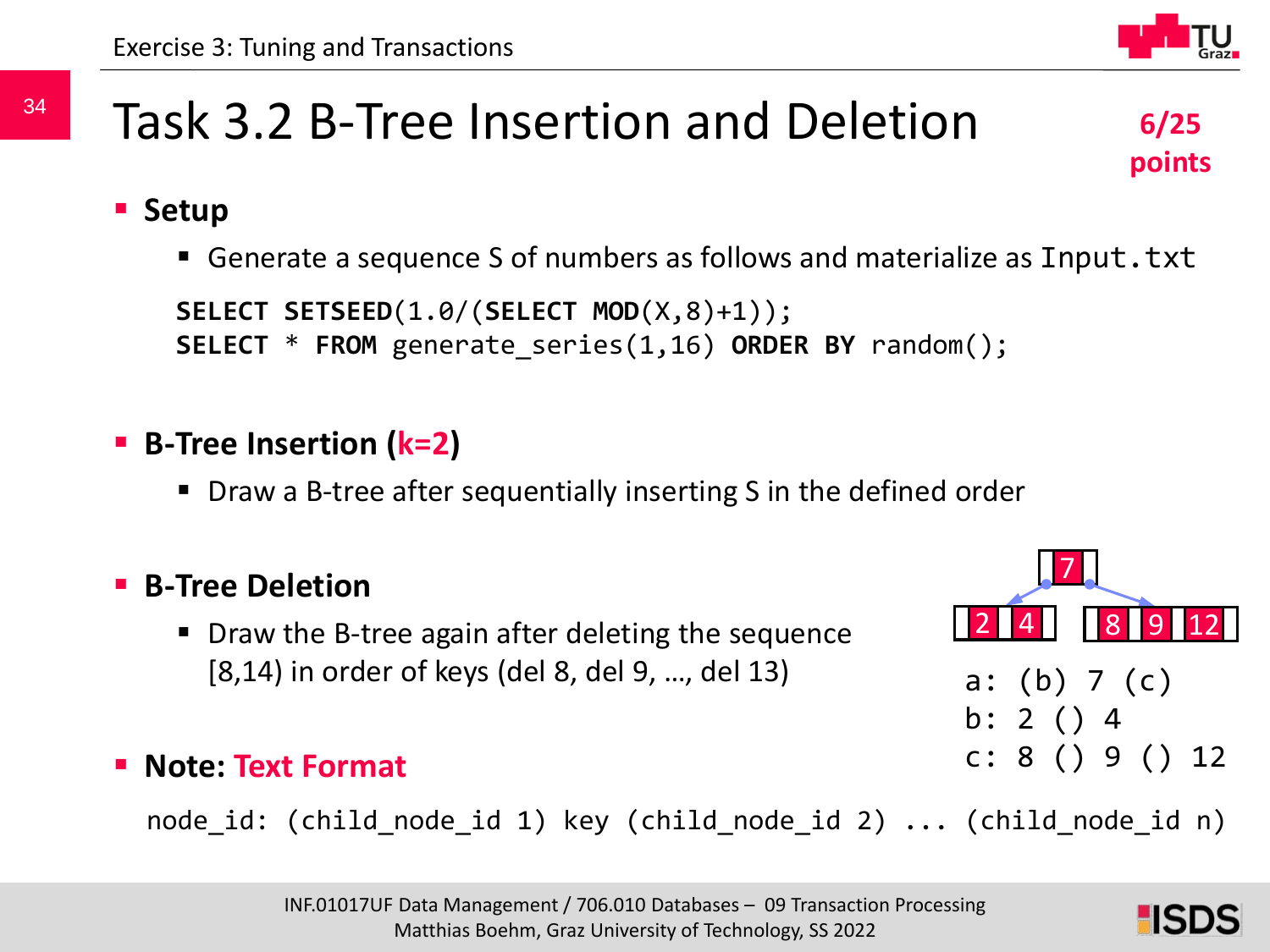# Task 3.2 B-Tree Insertion and Deletion

**6/25 points**

- **Setup**
  - Generate a sequence S of numbers as follows and materialize as `Input.txt`

```
SELECT SETSEED(1.0/(SELECT MOD(X,8)+1));
SELECT * FROM generate_series(1,16) ORDER BY random();
```

- **B-Tree Insertion (k=2)**
  - Draw a B-tree after sequentially inserting S in the defined order

- **B-Tree Deletion**
  - Draw the B-tree again after deleting the sequence [8,14) in order of keys (del 8, del 9, …, del 13)

```
a: (b) 7 (c)
b: 2 () 4
c: 8 () 9 () 12
```

- **Note: Text Format**

```
node_id: (child_node_id 1) key (child_node_id 2) ... (child_node_id n)
```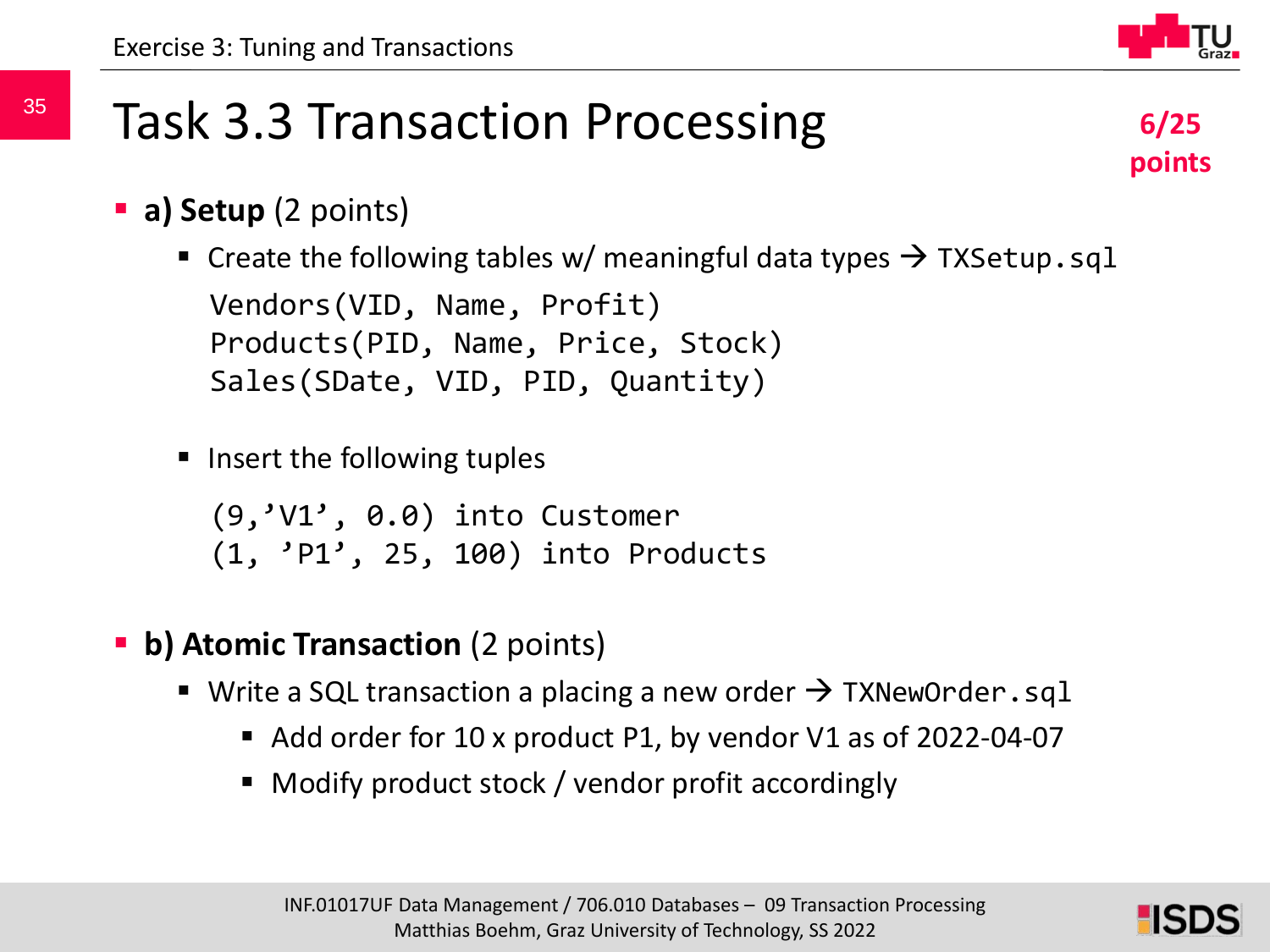# Task 3.3 Transaction Processing

**6/25 points**

- **a) Setup** (2 points)
  - Create the following tables w/ meaningful data types → `TXSetup.sql`

    ```
    Vendors(VID, Name, Profit)
    Products(PID, Name, Price, Stock)
    Sales(SDate, VID, PID, Quantity)
    ```

  - Insert the following tuples

    ```
    (9,’V1’, 0.0) into Customer
    (1, ’P1’, 25, 100) into Products
    ```

- **b) Atomic Transaction** (2 points)
  - Write a SQL transaction a placing a new order → `TXNewOrder.sql`
    - Add order for 10 x product P1, by vendor V1 as of 2022-04-07
    - Modify product stock / vendor profit accordingly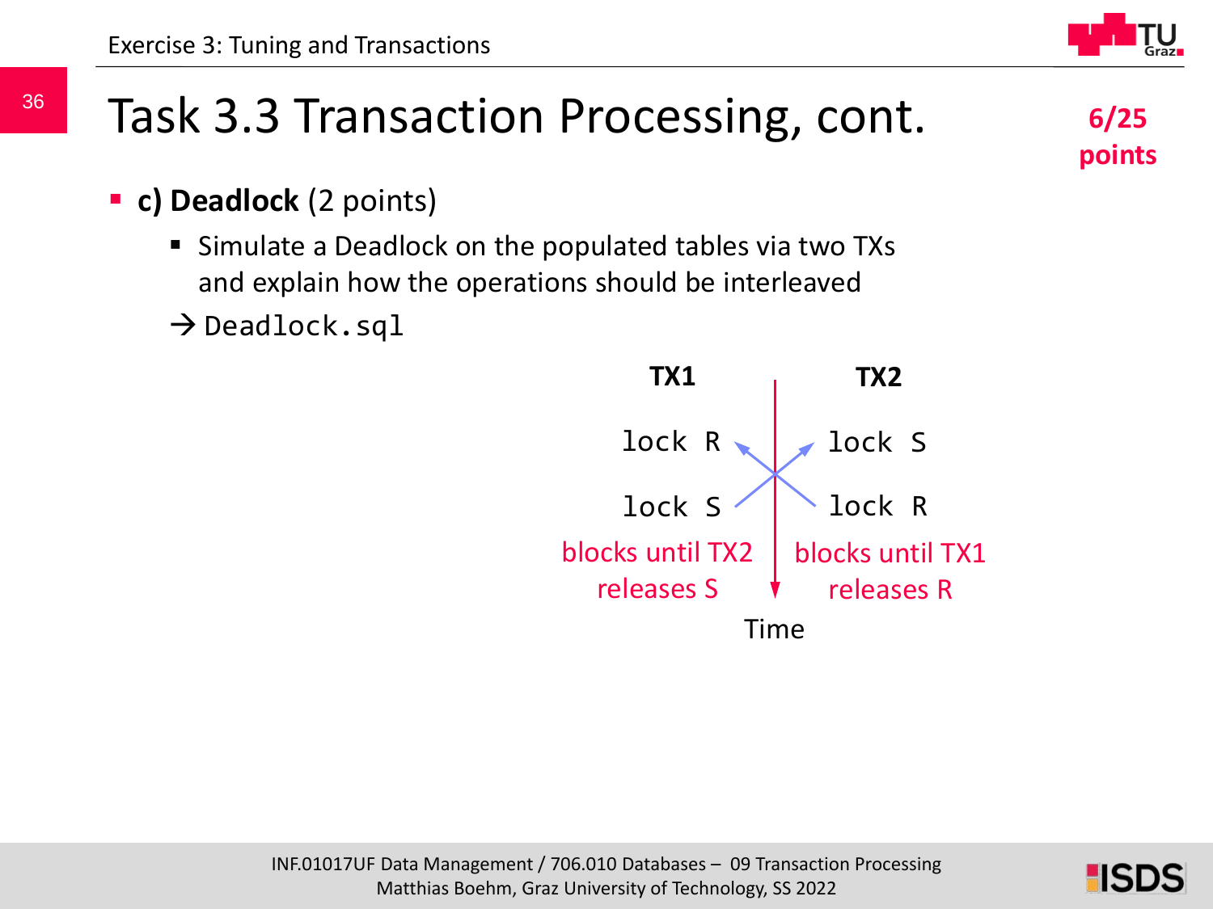# Task 3.3 Transaction Processing, cont.

**6/25 points**

- **c) Deadlock** (2 points)
  - Simulate a Deadlock on the populated tables via two TXs and explain how the operations should be interleaved

  → `Deadlock.sql`

| TX1 | TX2 |
|---|---|
| lock R | lock S |
| lock S | lock R |
| blocks until TX2 releases S | blocks until TX1 releases R |

Time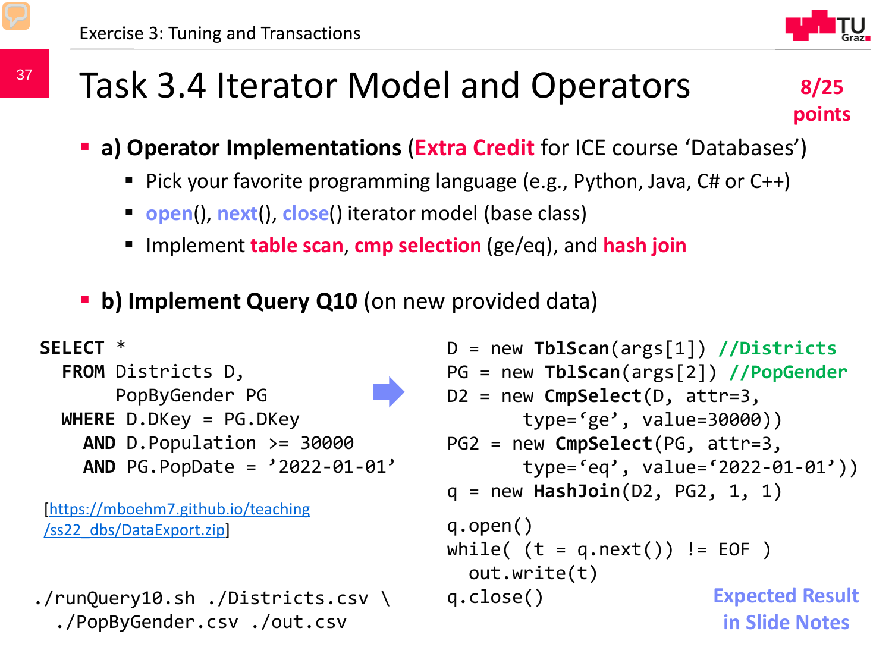# Task 3.4 Iterator Model and Operators

**8/25 points**

- **a) Operator Implementations** (**Extra Credit** for ICE course 'Databases')
  - Pick your favorite programming language (e.g., Python, Java, C# or C++)
  - open(), next(), close() iterator model (base class)
  - Implement **table scan**, **cmp selection** (ge/eq), and **hash join**
- **b) Implement Query Q10** (on new provided data)

```
SELECT *
  FROM Districts D,
       PopByGender PG
  WHERE D.DKey = PG.DKey
    AND D.Population >= 30000
    AND PG.PopDate = '2022-01-01'
```

[https://mboehm7.github.io/teaching/ss22_dbs/DataExport.zip]

```
./runQuery10.sh ./Districts.csv \
  ./PopByGender.csv ./out.csv
```

```
D = new TblScan(args[1]) //Districts
PG = new TblScan(args[2]) //PopGender
D2 = new CmpSelect(D, attr=3,
       type='ge', value=30000))
PG2 = new CmpSelect(PG, attr=3,
       type='eq', value='2022-01-01'))
q = new HashJoin(D2, PG2, 1, 1)

q.open()
while( (t = q.next()) != EOF )
  out.write(t)
q.close()
```

Expected Result in Slide Notes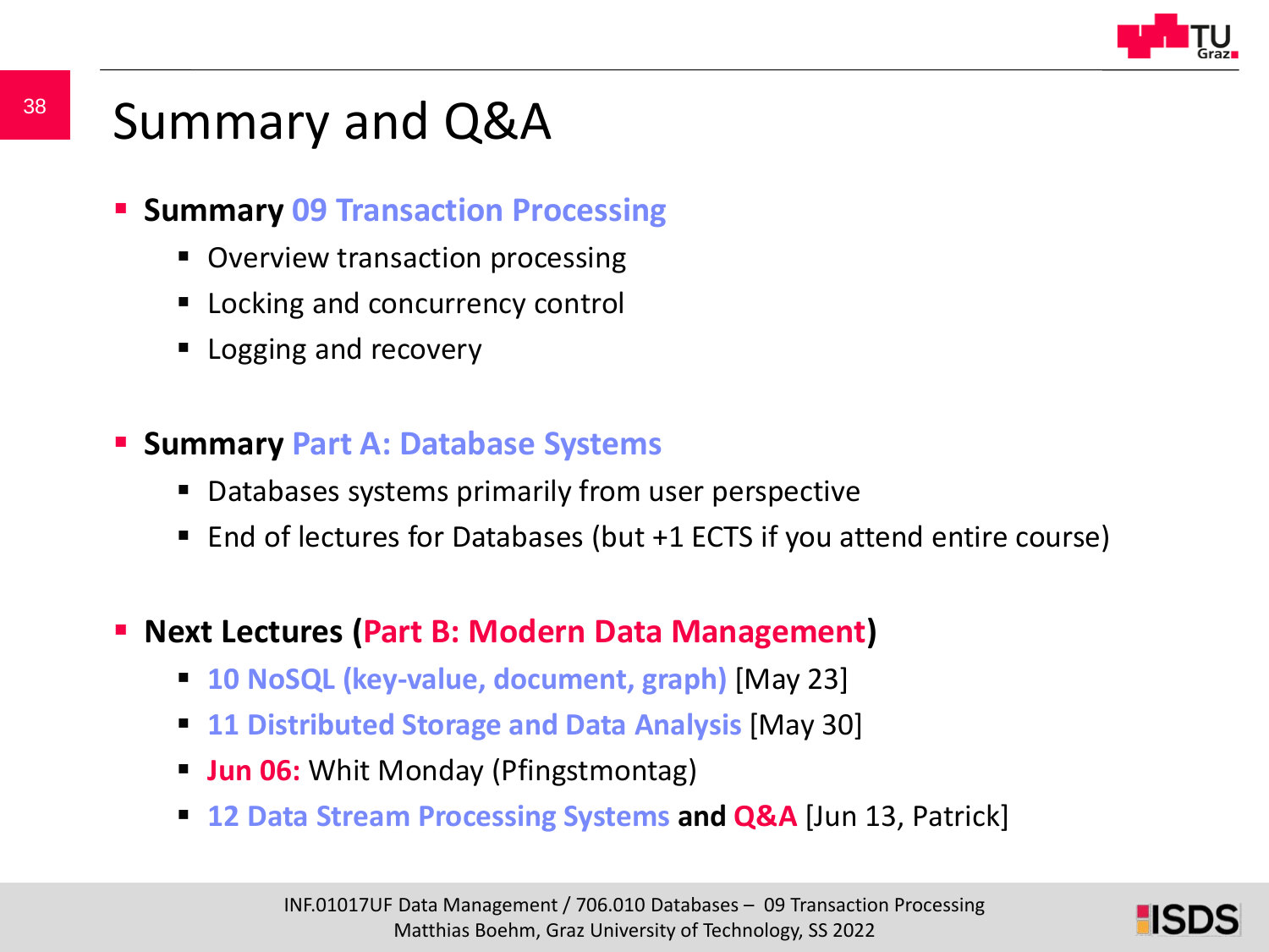# Summary and Q&A

- **Summary 09 Transaction Processing**
  - Overview transaction processing
  - Locking and concurrency control
  - Logging and recovery

- **Summary Part A: Database Systems**
  - Databases systems primarily from user perspective
  - End of lectures for Databases (but +1 ECTS if you attend entire course)

- **Next Lectures (Part B: Modern Data Management)**
  - 10 NoSQL (key-value, document, graph) [May 23]
  - 11 Distributed Storage and Data Analysis [May 30]
  - Jun 06: Whit Monday (Pfingstmontag)
  - 12 Data Stream Processing Systems **and Q&A** [Jun 13, Patrick]